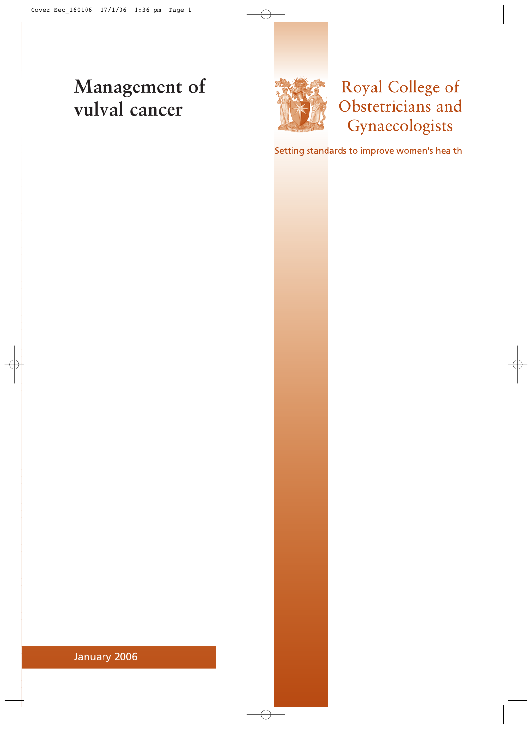# Management of vulval cancer

Royal College of Obstetricians and Gynaecologists

Setting standards to improve women's health

January 2006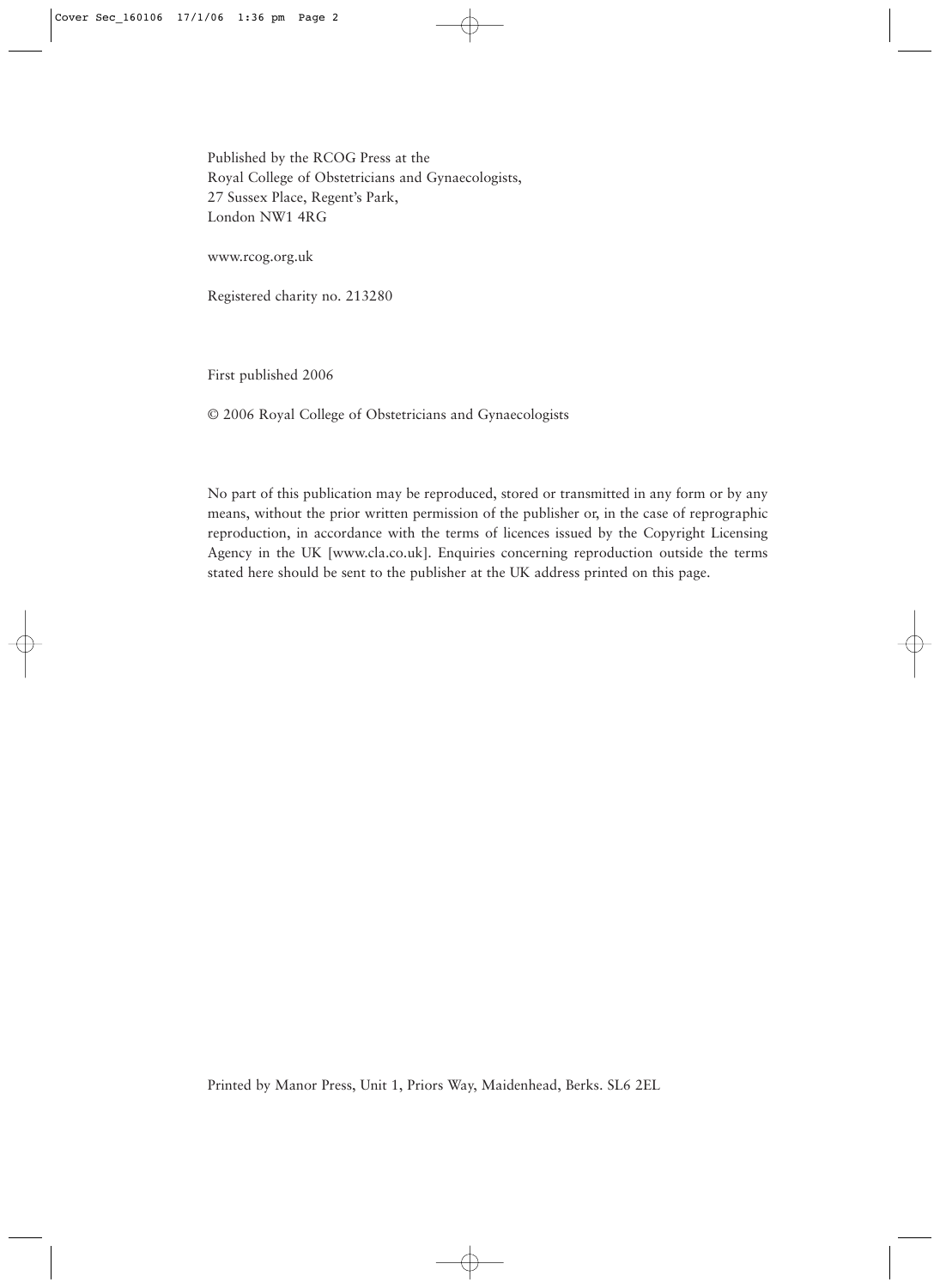Published by the RCOG Press at the
Royal College of Obstetricians and Gynaecologists,
27 Sussex Place, Regent's Park,
London NW1 4RG

www.rcog.org.uk

Registered charity no. 213280

First published 2006

© 2006 Royal College of Obstetricians and Gynaecologists

No part of this publication may be reproduced, stored or transmitted in any form or by any means, without the prior written permission of the publisher or, in the case of reprographic reproduction, in accordance with the terms of licences issued by the Copyright Licensing Agency in the UK [www.cla.co.uk]. Enquiries concerning reproduction outside the terms stated here should be sent to the publisher at the UK address printed on this page.

Printed by Manor Press, Unit 1, Priors Way, Maidenhead, Berks. SL6 2EL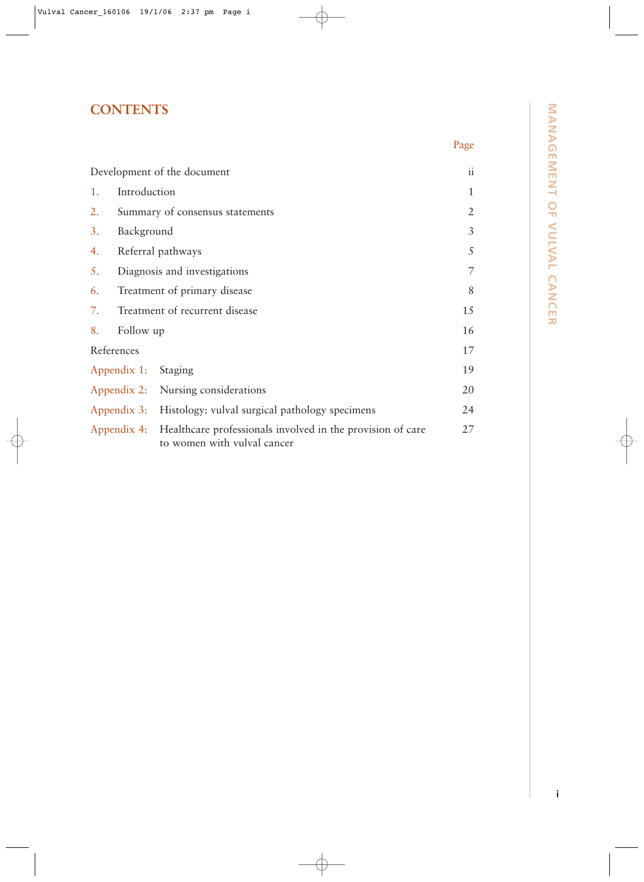# CONTENTS

| | | Page |
|---|---|---|
| Development of the document | | ii |
| 1. | Introduction | 1 |
| 2. | Summary of consensus statements | 2 |
| 3. | Background | 3 |
| 4. | Referral pathways | 5 |
| 5. | Diagnosis and investigations | 7 |
| 6. | Treatment of primary disease | 8 |
| 7. | Treatment of recurrent disease | 15 |
| 8. | Follow up | 16 |
| References | | 17 |
| Appendix 1: | Staging | 19 |
| Appendix 2: | Nursing considerations | 20 |
| Appendix 3: | Histology: vulval surgical pathology specimens | 24 |
| Appendix 4: | Healthcare professionals involved in the provision of care to women with vulval cancer | 27 |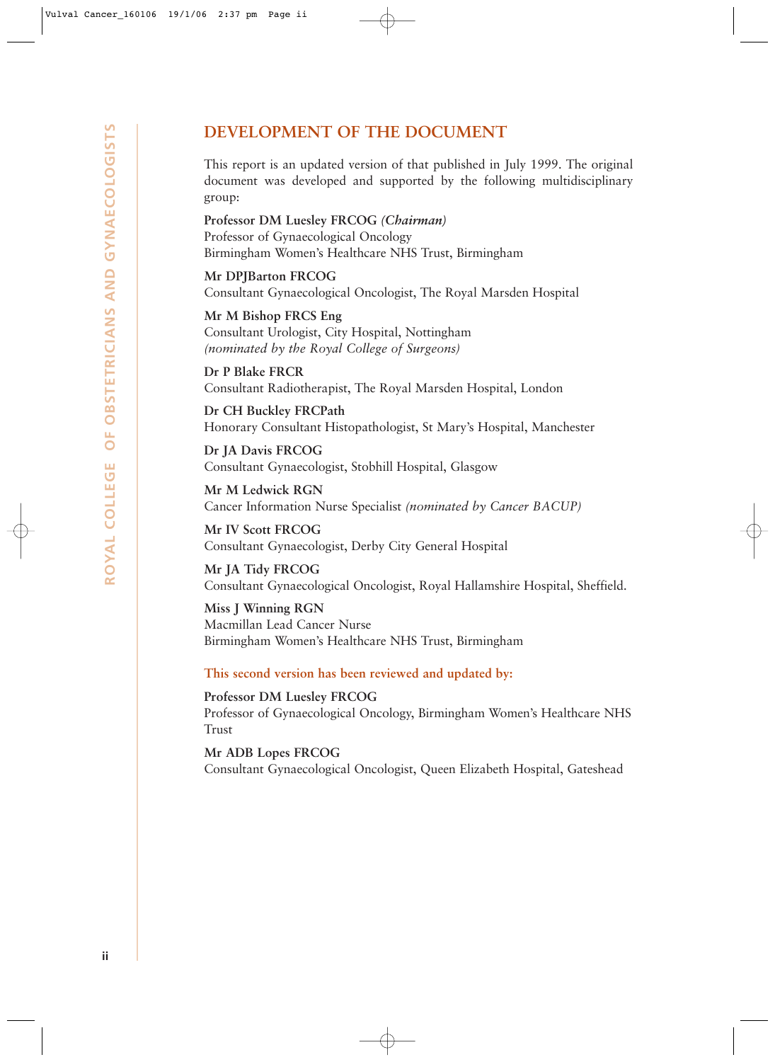## DEVELOPMENT OF THE DOCUMENT

This report is an updated version of that published in July 1999. The original document was developed and supported by the following multidisciplinary group:

**Professor DM Luesley FRCOG** ***(Chairman)***
Professor of Gynaecological Oncology
Birmingham Women's Healthcare NHS Trust, Birmingham

**Mr DPJBarton FRCOG**
Consultant Gynaecological Oncologist, The Royal Marsden Hospital

**Mr M Bishop FRCS Eng**
Consultant Urologist, City Hospital, Nottingham
*(nominated by the Royal College of Surgeons)*

**Dr P Blake FRCR**
Consultant Radiotherapist, The Royal Marsden Hospital, London

**Dr CH Buckley FRCPath**
Honorary Consultant Histopathologist, St Mary's Hospital, Manchester

**Dr JA Davis FRCOG**
Consultant Gynaecologist, Stobhill Hospital, Glasgow

**Mr M Ledwick RGN**
Cancer Information Nurse Specialist *(nominated by Cancer BACUP)*

**Mr IV Scott FRCOG**
Consultant Gynaecologist, Derby City General Hospital

**Mr JA Tidy FRCOG**
Consultant Gynaecological Oncologist, Royal Hallamshire Hospital, Sheffield.

**Miss J Winning RGN**
Macmillan Lead Cancer Nurse
Birmingham Women's Healthcare NHS Trust, Birmingham

**This second version has been reviewed and updated by:**

**Professor DM Luesley FRCOG**
Professor of Gynaecological Oncology, Birmingham Women's Healthcare NHS Trust

**Mr ADB Lopes FRCOG**
Consultant Gynaecological Oncologist, Queen Elizabeth Hospital, Gateshead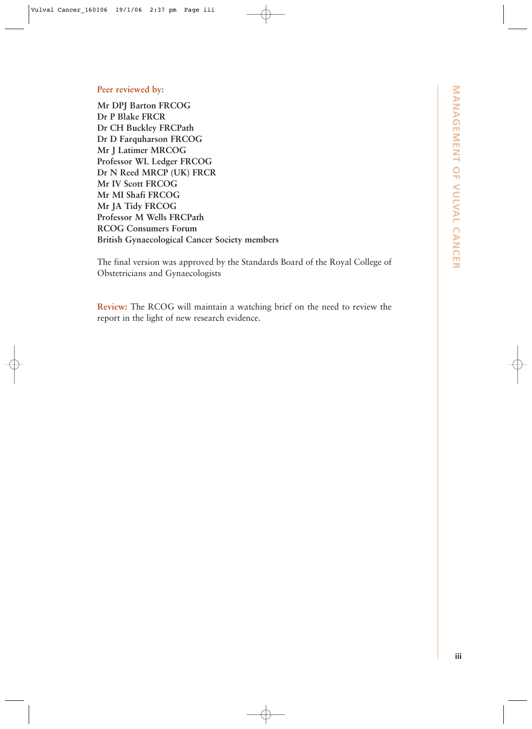**Peer reviewed by:**

**Mr DPJ Barton FRCOG**
**Dr P Blake FRCR**
**Dr CH Buckley FRCPath**
**Dr D Farquharson FRCOG**
**Mr J Latimer MRCOG**
**Professor WL Ledger FRCOG**
**Dr N Reed MRCP (UK) FRCR**
**Mr IV Scott FRCOG**
**Mr MI Shafi FRCOG**
**Mr JA Tidy FRCOG**
**Professor M Wells FRCPath**
**RCOG Consumers Forum**
**British Gynaecological Cancer Society members**

The final version was approved by the Standards Board of the Royal College of Obstetricians and Gynaecologists

**Review:** The RCOG will maintain a watching brief on the need to review the report in the light of new research evidence.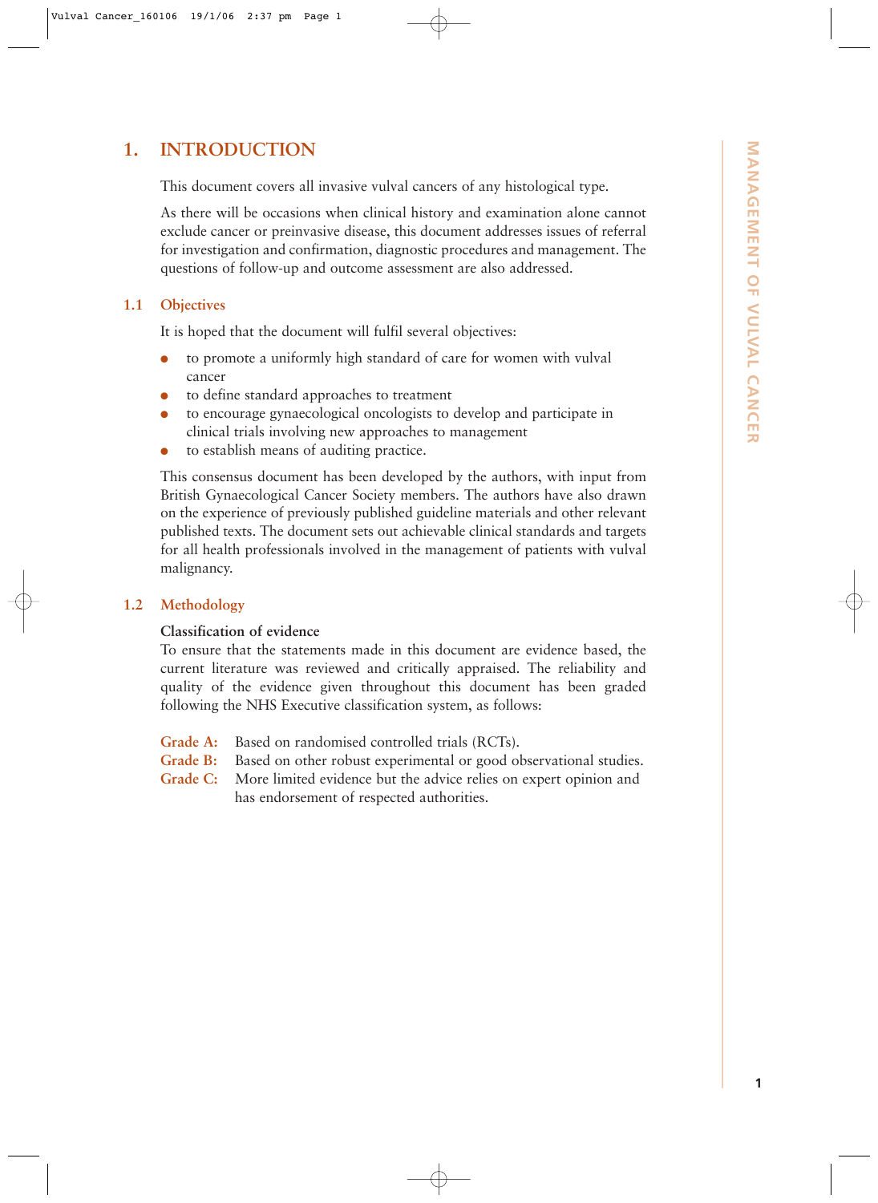# 1. INTRODUCTION

This document covers all invasive vulval cancers of any histological type.

As there will be occasions when clinical history and examination alone cannot exclude cancer or preinvasive disease, this document addresses issues of referral for investigation and confirmation, diagnostic procedures and management. The questions of follow-up and outcome assessment are also addressed.

## 1.1 Objectives

It is hoped that the document will fulfil several objectives:

- to promote a uniformly high standard of care for women with vulval cancer
- to define standard approaches to treatment
- to encourage gynaecological oncologists to develop and participate in clinical trials involving new approaches to management
- to establish means of auditing practice.

This consensus document has been developed by the authors, with input from British Gynaecological Cancer Society members. The authors have also drawn on the experience of previously published guideline materials and other relevant published texts. The document sets out achievable clinical standards and targets for all health professionals involved in the management of patients with vulval malignancy.

## 1.2 Methodology

**Classification of evidence**

To ensure that the statements made in this document are evidence based, the current literature was reviewed and critically appraised. The reliability and quality of the evidence given throughout this document has been graded following the NHS Executive classification system, as follows:

**Grade A:** Based on randomised controlled trials (RCTs).

**Grade B:** Based on other robust experimental or good observational studies.

**Grade C:** More limited evidence but the advice relies on expert opinion and has endorsement of respected authorities.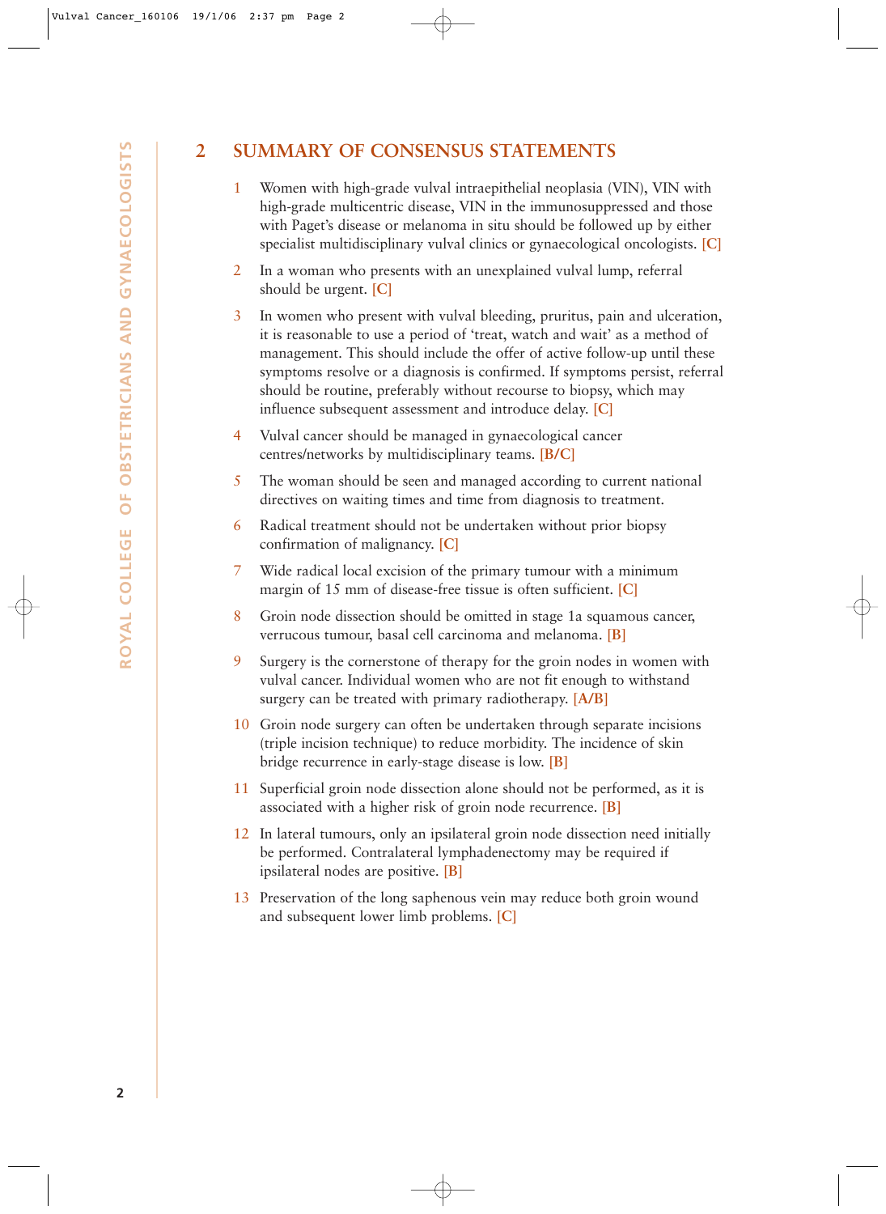## 2 SUMMARY OF CONSENSUS STATEMENTS

1. Women with high-grade vulval intraepithelial neoplasia (VIN), VIN with high-grade multicentric disease, VIN in the immunosuppressed and those with Paget's disease or melanoma in situ should be followed up by either specialist multidisciplinary vulval clinics or gynaecological oncologists. [C]
2. In a woman who presents with an unexplained vulval lump, referral should be urgent. [C]
3. In women who present with vulval bleeding, pruritus, pain and ulceration, it is reasonable to use a period of 'treat, watch and wait' as a method of management. This should include the offer of active follow-up until these symptoms resolve or a diagnosis is confirmed. If symptoms persist, referral should be routine, preferably without recourse to biopsy, which may influence subsequent assessment and introduce delay. [C]
4. Vulval cancer should be managed in gynaecological cancer centres/networks by multidisciplinary teams. [B/C]
5. The woman should be seen and managed according to current national directives on waiting times and time from diagnosis to treatment.
6. Radical treatment should not be undertaken without prior biopsy confirmation of malignancy. [C]
7. Wide radical local excision of the primary tumour with a minimum margin of 15 mm of disease-free tissue is often sufficient. [C]
8. Groin node dissection should be omitted in stage 1a squamous cancer, verrucous tumour, basal cell carcinoma and melanoma. [B]
9. Surgery is the cornerstone of therapy for the groin nodes in women with vulval cancer. Individual women who are not fit enough to withstand surgery can be treated with primary radiotherapy. [A/B]
10. Groin node surgery can often be undertaken through separate incisions (triple incision technique) to reduce morbidity. The incidence of skin bridge recurrence in early-stage disease is low. [B]
11. Superficial groin node dissection alone should not be performed, as it is associated with a higher risk of groin node recurrence. [B]
12. In lateral tumours, only an ipsilateral groin node dissection need initially be performed. Contralateral lymphadenectomy may be required if ipsilateral nodes are positive. [B]
13. Preservation of the long saphenous vein may reduce both groin wound and subsequent lower limb problems. [C]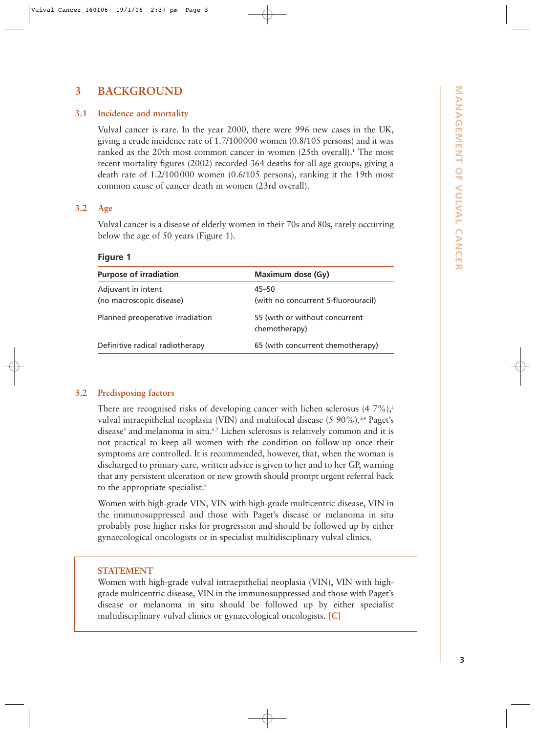# 3 BACKGROUND

## 3.1 Incidence and mortality

Vulval cancer is rare. In the year 2000, there were 996 new cases in the UK, giving a crude incidence rate of 1.7/100000 women (0.8/105 persons) and it was ranked as the 20th most common cancer in women (25th overall).[1] The most recent mortality figures (2002) recorded 364 deaths for all age groups, giving a death rate of 1.2/100000 women (0.6/105 persons), ranking it the 19th most common cause of cancer death in women (23rd overall).

## 3.2 Age

Vulval cancer is a disease of elderly women in their 70s and 80s, rarely occurring below the age of 50 years (Figure 1).

**Figure 1**

| Purpose of irradiation | Maximum dose (Gy) |
|---|---|
| Adjuvant in intent (no macroscopic disease) | 45–50 (with no concurrent 5-fluorouracil) |
| Planned preoperative irradiation | 55 (with or without concurrent chemotherapy) |
| Definitive radical radiotherapy | 65 (with concurrent chemotherapy) |

## 3.2 Predisposing factors

There are recognised risks of developing cancer with lichen sclerosus (4 7%),[2] vulval intraepithelial neoplasia (VIN) and multifocal disease (5 90%),[3,4] Paget's disease[5] and melanoma in situ.[6,7] Lichen sclerosus is relatively common and it is not practical to keep all women with the condition on follow-up once their symptoms are controlled. It is recommended, however, that, when the woman is discharged to primary care, written advice is given to her and to her GP, warning that any persistent ulceration or new growth should prompt urgent referral back to the appropriate specialist.[8]

Women with high-grade VIN, VIN with high-grade multicentric disease, VIN in the immunosuppressed and those with Paget's disease or melanoma in situ probably pose higher risks for progression and should be followed up by either gynaecological oncologists or in specialist multidisciplinary vulval clinics.

> **STATEMENT**
> Women with high-grade vulval intraepithelial neoplasia (VIN), VIN with high-grade multicentric disease, VIN in the immunosuppressed and those with Paget's disease or melanoma in situ should be followed up by either specialist multidisciplinary vulval clinics or gynaecological oncologists. [C]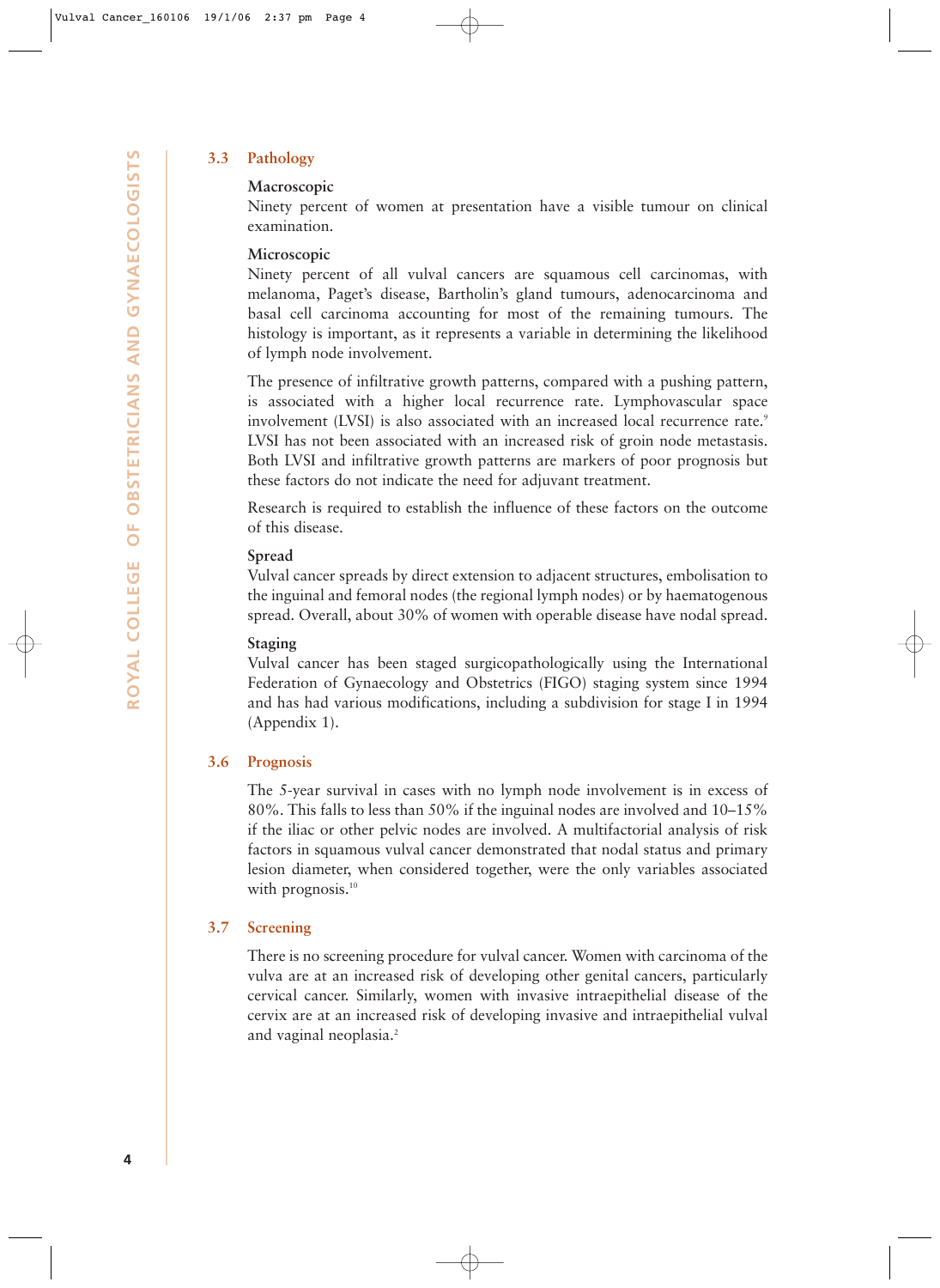## 3.3 Pathology

### Macroscopic

Ninety percent of women at presentation have a visible tumour on clinical examination.

### Microscopic

Ninety percent of all vulval cancers are squamous cell carcinomas, with melanoma, Paget's disease, Bartholin's gland tumours, adenocarcinoma and basal cell carcinoma accounting for most of the remaining tumours. The histology is important, as it represents a variable in determining the likelihood of lymph node involvement.

The presence of infiltrative growth patterns, compared with a pushing pattern, is associated with a higher local recurrence rate. Lymphovascular space involvement (LVSI) is also associated with an increased local recurrence rate.[9] LVSI has not been associated with an increased risk of groin node metastasis. Both LVSI and infiltrative growth patterns are markers of poor prognosis but these factors do not indicate the need for adjuvant treatment.

Research is required to establish the influence of these factors on the outcome of this disease.

### Spread

Vulval cancer spreads by direct extension to adjacent structures, embolisation to the inguinal and femoral nodes (the regional lymph nodes) or by haematogenous spread. Overall, about 30% of women with operable disease have nodal spread.

### Staging

Vulval cancer has been staged surgicopathologically using the International Federation of Gynaecology and Obstetrics (FIGO) staging system since 1994 and has had various modifications, including a subdivision for stage I in 1994 (Appendix 1).

## 3.6 Prognosis

The 5-year survival in cases with no lymph node involvement is in excess of 80%. This falls to less than 50% if the inguinal nodes are involved and 10–15% if the iliac or other pelvic nodes are involved. A multifactorial analysis of risk factors in squamous vulval cancer demonstrated that nodal status and primary lesion diameter, when considered together, were the only variables associated with prognosis.[10]

## 3.7 Screening

There is no screening procedure for vulval cancer. Women with carcinoma of the vulva are at an increased risk of developing other genital cancers, particularly cervical cancer. Similarly, women with invasive intraepithelial disease of the cervix are at an increased risk of developing invasive and intraepithelial vulval and vaginal neoplasia.[2]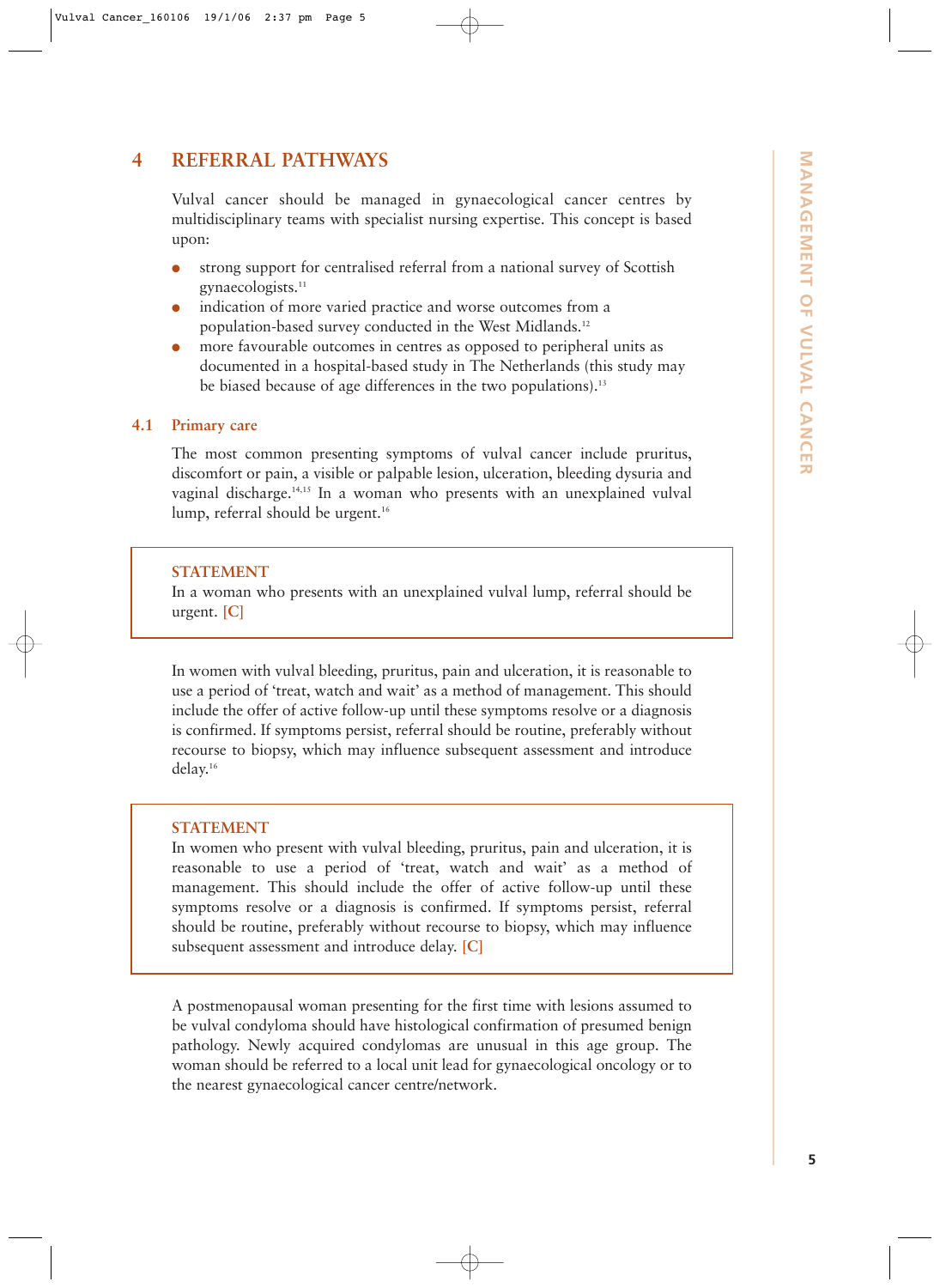## 4 REFERRAL PATHWAYS

Vulval cancer should be managed in gynaecological cancer centres by multidisciplinary teams with specialist nursing expertise. This concept is based upon:

- strong support for centralised referral from a national survey of Scottish gynaecologists.[11]
- indication of more varied practice and worse outcomes from a population-based survey conducted in the West Midlands.[12]
- more favourable outcomes in centres as opposed to peripheral units as documented in a hospital-based study in The Netherlands (this study may be biased because of age differences in the two populations).[13]

### 4.1 Primary care

The most common presenting symptoms of vulval cancer include pruritus, discomfort or pain, a visible or palpable lesion, ulceration, bleeding dysuria and vaginal discharge.[14,15] In a woman who presents with an unexplained vulval lump, referral should be urgent.[16]

> **STATEMENT**
> In a woman who presents with an unexplained vulval lump, referral should be urgent. [C]

In women with vulval bleeding, pruritus, pain and ulceration, it is reasonable to use a period of 'treat, watch and wait' as a method of management. This should include the offer of active follow-up until these symptoms resolve or a diagnosis is confirmed. If symptoms persist, referral should be routine, preferably without recourse to biopsy, which may influence subsequent assessment and introduce delay.[16]

> **STATEMENT**
> In women who present with vulval bleeding, pruritus, pain and ulceration, it is reasonable to use a period of 'treat, watch and wait' as a method of management. This should include the offer of active follow-up until these symptoms resolve or a diagnosis is confirmed. If symptoms persist, referral should be routine, preferably without recourse to biopsy, which may influence subsequent assessment and introduce delay. [C]

A postmenopausal woman presenting for the first time with lesions assumed to be vulval condyloma should have histological confirmation of presumed benign pathology. Newly acquired condylomas are unusual in this age group. The woman should be referred to a local unit lead for gynaecological oncology or to the nearest gynaecological cancer centre/network.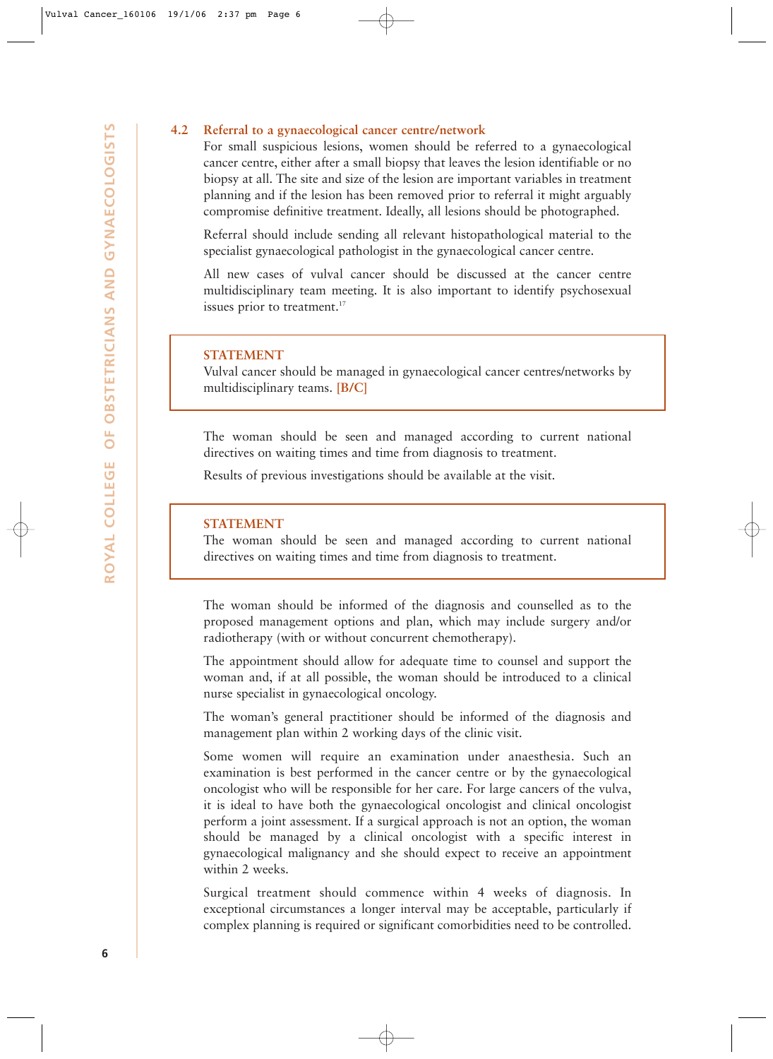### 4.2 Referral to a gynaecological cancer centre/network

For small suspicious lesions, women should be referred to a gynaecological cancer centre, either after a small biopsy that leaves the lesion identifiable or no biopsy at all. The site and size of the lesion are important variables in treatment planning and if the lesion has been removed prior to referral it might arguably compromise definitive treatment. Ideally, all lesions should be photographed.

Referral should include sending all relevant histopathological material to the specialist gynaecological pathologist in the gynaecological cancer centre.

All new cases of vulval cancer should be discussed at the cancer centre multidisciplinary team meeting. It is also important to identify psychosexual issues prior to treatment.[17]

> **STATEMENT**
>
> Vulval cancer should be managed in gynaecological cancer centres/networks by multidisciplinary teams. **[B/C]**

The woman should be seen and managed according to current national directives on waiting times and time from diagnosis to treatment.

Results of previous investigations should be available at the visit.

> **STATEMENT**
>
> The woman should be seen and managed according to current national directives on waiting times and time from diagnosis to treatment.

The woman should be informed of the diagnosis and counselled as to the proposed management options and plan, which may include surgery and/or radiotherapy (with or without concurrent chemotherapy).

The appointment should allow for adequate time to counsel and support the woman and, if at all possible, the woman should be introduced to a clinical nurse specialist in gynaecological oncology.

The woman's general practitioner should be informed of the diagnosis and management plan within 2 working days of the clinic visit.

Some women will require an examination under anaesthesia. Such an examination is best performed in the cancer centre or by the gynaecological oncologist who will be responsible for her care. For large cancers of the vulva, it is ideal to have both the gynaecological oncologist and clinical oncologist perform a joint assessment. If a surgical approach is not an option, the woman should be managed by a clinical oncologist with a specific interest in gynaecological malignancy and she should expect to receive an appointment within 2 weeks.

Surgical treatment should commence within 4 weeks of diagnosis. In exceptional circumstances a longer interval may be acceptable, particularly if complex planning is required or significant comorbidities need to be controlled.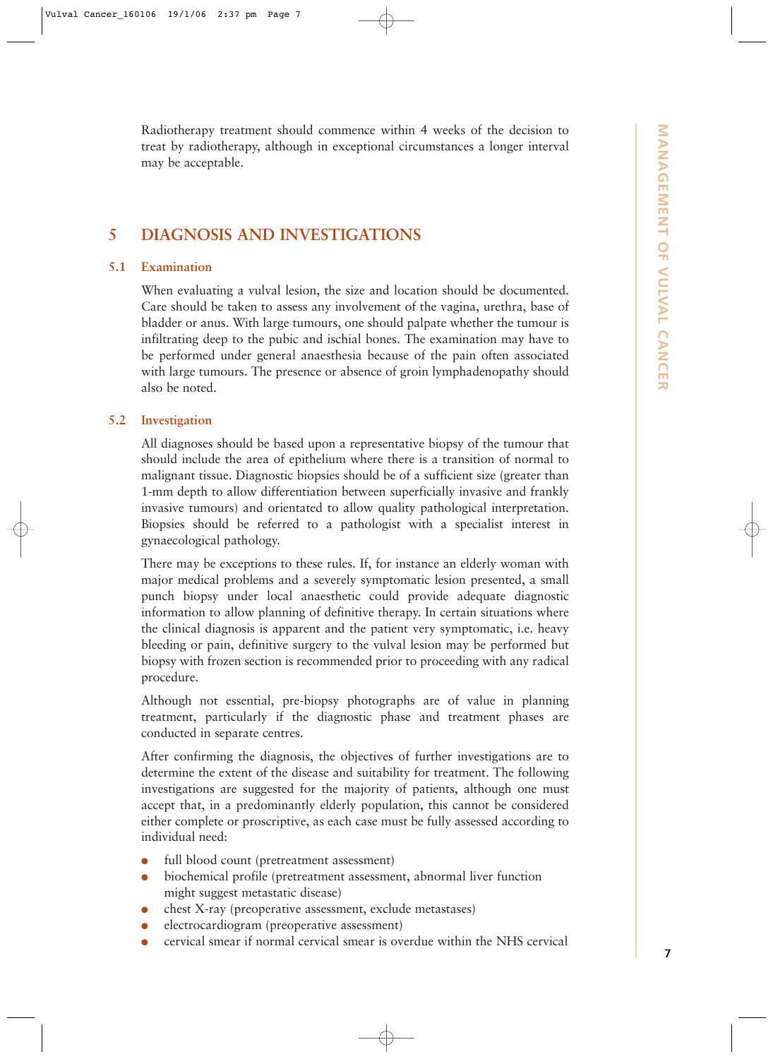Radiotherapy treatment should commence within 4 weeks of the decision to treat by radiotherapy, although in exceptional circumstances a longer interval may be acceptable.

## 5 DIAGNOSIS AND INVESTIGATIONS

### 5.1 Examination

When evaluating a vulval lesion, the size and location should be documented. Care should be taken to assess any involvement of the vagina, urethra, base of bladder or anus. With large tumours, one should palpate whether the tumour is infiltrating deep to the pubic and ischial bones. The examination may have to be performed under general anaesthesia because of the pain often associated with large tumours. The presence or absence of groin lymphadenopathy should also be noted.

### 5.2 Investigation

All diagnoses should be based upon a representative biopsy of the tumour that should include the area of epithelium where there is a transition of normal to malignant tissue. Diagnostic biopsies should be of a sufficient size (greater than 1-mm depth to allow differentiation between superficially invasive and frankly invasive tumours) and orientated to allow quality pathological interpretation. Biopsies should be referred to a pathologist with a specialist interest in gynaecological pathology.

There may be exceptions to these rules. If, for instance an elderly woman with major medical problems and a severely symptomatic lesion presented, a small punch biopsy under local anaesthetic could provide adequate diagnostic information to allow planning of definitive therapy. In certain situations where the clinical diagnosis is apparent and the patient very symptomatic, i.e. heavy bleeding or pain, definitive surgery to the vulval lesion may be performed but biopsy with frozen section is recommended prior to proceeding with any radical procedure.

Although not essential, pre-biopsy photographs are of value in planning treatment, particularly if the diagnostic phase and treatment phases are conducted in separate centres.

After confirming the diagnosis, the objectives of further investigations are to determine the extent of the disease and suitability for treatment. The following investigations are suggested for the majority of patients, although one must accept that, in a predominantly elderly population, this cannot be considered either complete or proscriptive, as each case must be fully assessed according to individual need:

- full blood count (pretreatment assessment)
- biochemical profile (pretreatment assessment, abnormal liver function might suggest metastatic disease)
- chest X-ray (preoperative assessment, exclude metastases)
- electrocardiogram (preoperative assessment)
- cervical smear if normal cervical smear is overdue within the NHS cervical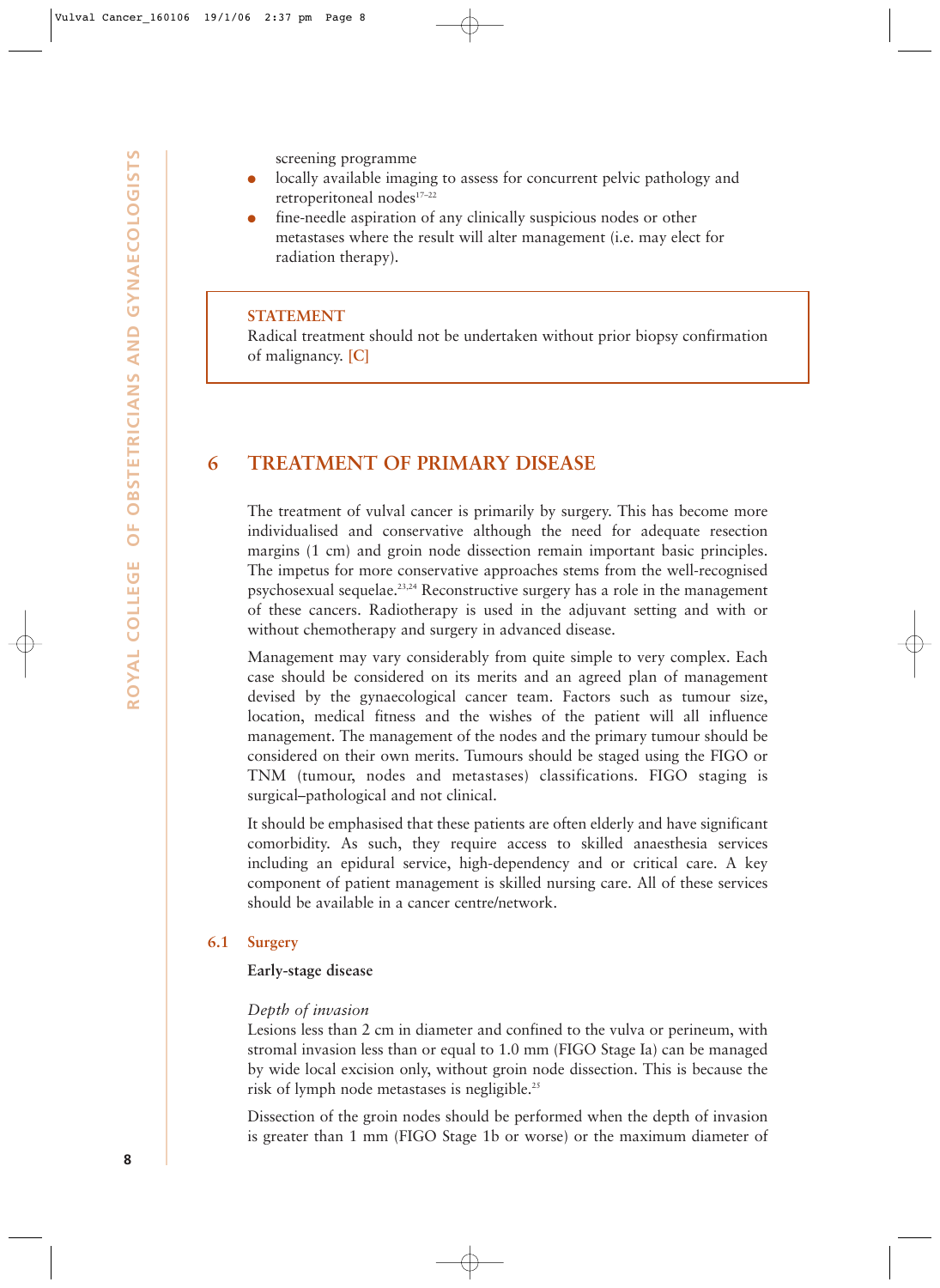screening programme

- locally available imaging to assess for concurrent pelvic pathology and retroperitoneal nodes[17–22]
- fine-needle aspiration of any clinically suspicious nodes or other metastases where the result will alter management (i.e. may elect for radiation therapy).

> **STATEMENT**
> Radical treatment should not be undertaken without prior biopsy confirmation of malignancy. [C]

## 6 TREATMENT OF PRIMARY DISEASE

The treatment of vulval cancer is primarily by surgery. This has become more individualised and conservative although the need for adequate resection margins (1 cm) and groin node dissection remain important basic principles. The impetus for more conservative approaches stems from the well-recognised psychosexual sequelae.[23,24] Reconstructive surgery has a role in the management of these cancers. Radiotherapy is used in the adjuvant setting and with or without chemotherapy and surgery in advanced disease.

Management may vary considerably from quite simple to very complex. Each case should be considered on its merits and an agreed plan of management devised by the gynaecological cancer team. Factors such as tumour size, location, medical fitness and the wishes of the patient will all influence management. The management of the nodes and the primary tumour should be considered on their own merits. Tumours should be staged using the FIGO or TNM (tumour, nodes and metastases) classifications. FIGO staging is surgical–pathological and not clinical.

It should be emphasised that these patients are often elderly and have significant comorbidity. As such, they require access to skilled anaesthesia services including an epidural service, high-dependency and or critical care. A key component of patient management is skilled nursing care. All of these services should be available in a cancer centre/network.

### 6.1 Surgery

**Early-stage disease**

*Depth of invasion*

Lesions less than 2 cm in diameter and confined to the vulva or perineum, with stromal invasion less than or equal to 1.0 mm (FIGO Stage Ia) can be managed by wide local excision only, without groin node dissection. This is because the risk of lymph node metastases is negligible.[25]

Dissection of the groin nodes should be performed when the depth of invasion is greater than 1 mm (FIGO Stage 1b or worse) or the maximum diameter of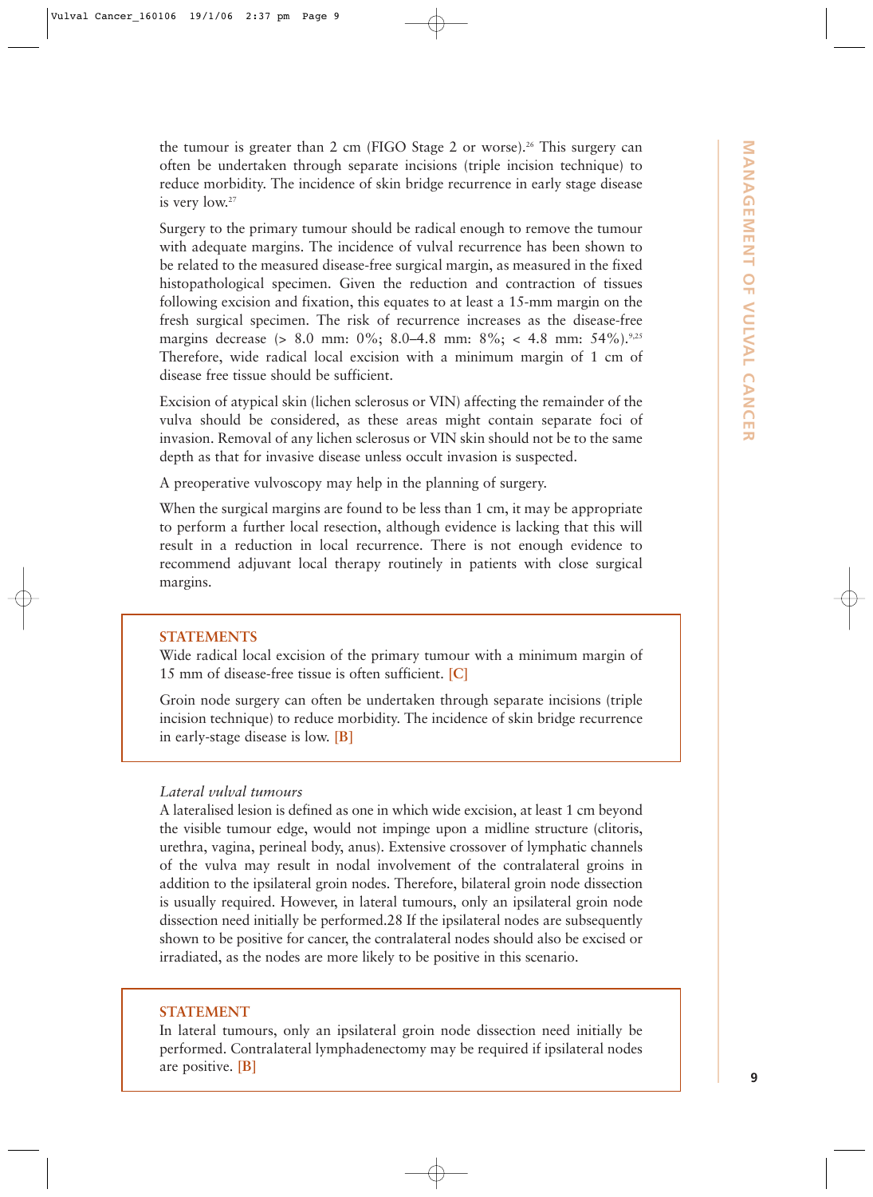the tumour is greater than 2 cm (FIGO Stage 2 or worse).[26] This surgery can often be undertaken through separate incisions (triple incision technique) to reduce morbidity. The incidence of skin bridge recurrence in early stage disease is very low.[27]

Surgery to the primary tumour should be radical enough to remove the tumour with adequate margins. The incidence of vulval recurrence has been shown to be related to the measured disease-free surgical margin, as measured in the fixed histopathological specimen. Given the reduction and contraction of tissues following excision and fixation, this equates to at least a 15-mm margin on the fresh surgical specimen. The risk of recurrence increases as the disease-free margins decrease (> 8.0 mm: 0%; 8.0–4.8 mm: 8%; < 4.8 mm: 54%).[9,25] Therefore, wide radical local excision with a minimum margin of 1 cm of disease free tissue should be sufficient.

Excision of atypical skin (lichen sclerosus or VIN) affecting the remainder of the vulva should be considered, as these areas might contain separate foci of invasion. Removal of any lichen sclerosus or VIN skin should not be to the same depth as that for invasive disease unless occult invasion is suspected.

A preoperative vulvoscopy may help in the planning of surgery.

When the surgical margins are found to be less than 1 cm, it may be appropriate to perform a further local resection, although evidence is lacking that this will result in a reduction in local recurrence. There is not enough evidence to recommend adjuvant local therapy routinely in patients with close surgical margins.

> **STATEMENTS**
>
> Wide radical local excision of the primary tumour with a minimum margin of 15 mm of disease-free tissue is often sufficient. **[C]**
>
> Groin node surgery can often be undertaken through separate incisions (triple incision technique) to reduce morbidity. The incidence of skin bridge recurrence in early-stage disease is low. **[B]**

*Lateral vulval tumours*

A lateralised lesion is defined as one in which wide excision, at least 1 cm beyond the visible tumour edge, would not impinge upon a midline structure (clitoris, urethra, vagina, perineal body, anus). Extensive crossover of lymphatic channels of the vulva may result in nodal involvement of the contralateral groins in addition to the ipsilateral groin nodes. Therefore, bilateral groin node dissection is usually required. However, in lateral tumours, only an ipsilateral groin node dissection need initially be performed.28 If the ipsilateral nodes are subsequently shown to be positive for cancer, the contralateral nodes should also be excised or irradiated, as the nodes are more likely to be positive in this scenario.

> **STATEMENT**
>
> In lateral tumours, only an ipsilateral groin node dissection need initially be performed. Contralateral lymphadenectomy may be required if ipsilateral nodes are positive. **[B]**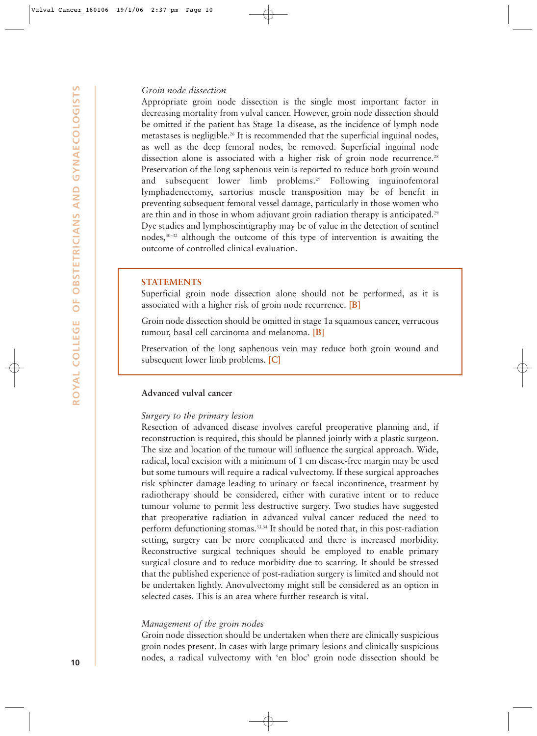*Groin node dissection*

Appropriate groin node dissection is the single most important factor in decreasing mortality from vulval cancer. However, groin node dissection should be omitted if the patient has Stage 1a disease, as the incidence of lymph node metastases is negligible.[26] It is recommended that the superficial inguinal nodes, as well as the deep femoral nodes, be removed. Superficial inguinal node dissection alone is associated with a higher risk of groin node recurrence.[28] Preservation of the long saphenous vein is reported to reduce both groin wound and subsequent lower limb problems.[29] Following inguinofemoral lymphadenectomy, sartorius muscle transposition may be of benefit in preventing subsequent femoral vessel damage, particularly in those women who are thin and in those in whom adjuvant groin radiation therapy is anticipated.[29] Dye studies and lymphoscintigraphy may be of value in the detection of sentinel nodes,[30–32] although the outcome of this type of intervention is awaiting the outcome of controlled clinical evaluation.

**STATEMENTS**

Superficial groin node dissection alone should not be performed, as it is associated with a higher risk of groin node recurrence. **[B]**

Groin node dissection should be omitted in stage 1a squamous cancer, verrucous tumour, basal cell carcinoma and melanoma. **[B]**

Preservation of the long saphenous vein may reduce both groin wound and subsequent lower limb problems. **[C]**

### Advanced vulval cancer

*Surgery to the primary lesion*

Resection of advanced disease involves careful preoperative planning and, if reconstruction is required, this should be planned jointly with a plastic surgeon. The size and location of the tumour will influence the surgical approach. Wide, radical, local excision with a minimum of 1 cm disease-free margin may be used but some tumours will require a radical vulvectomy. If these surgical approaches risk sphincter damage leading to urinary or faecal incontinence, treatment by radiotherapy should be considered, either with curative intent or to reduce tumour volume to permit less destructive surgery. Two studies have suggested that preoperative radiation in advanced vulval cancer reduced the need to perform defunctioning stomas.[33,34] It should be noted that, in this post-radiation setting, surgery can be more complicated and there is increased morbidity. Reconstructive surgical techniques should be employed to enable primary surgical closure and to reduce morbidity due to scarring. It should be stressed that the published experience of post-radiation surgery is limited and should not be undertaken lightly. Anovulvectomy might still be considered as an option in selected cases. This is an area where further research is vital.

*Management of the groin nodes*

Groin node dissection should be undertaken when there are clinically suspicious groin nodes present. In cases with large primary lesions and clinically suspicious nodes, a radical vulvectomy with 'en bloc' groin node dissection should be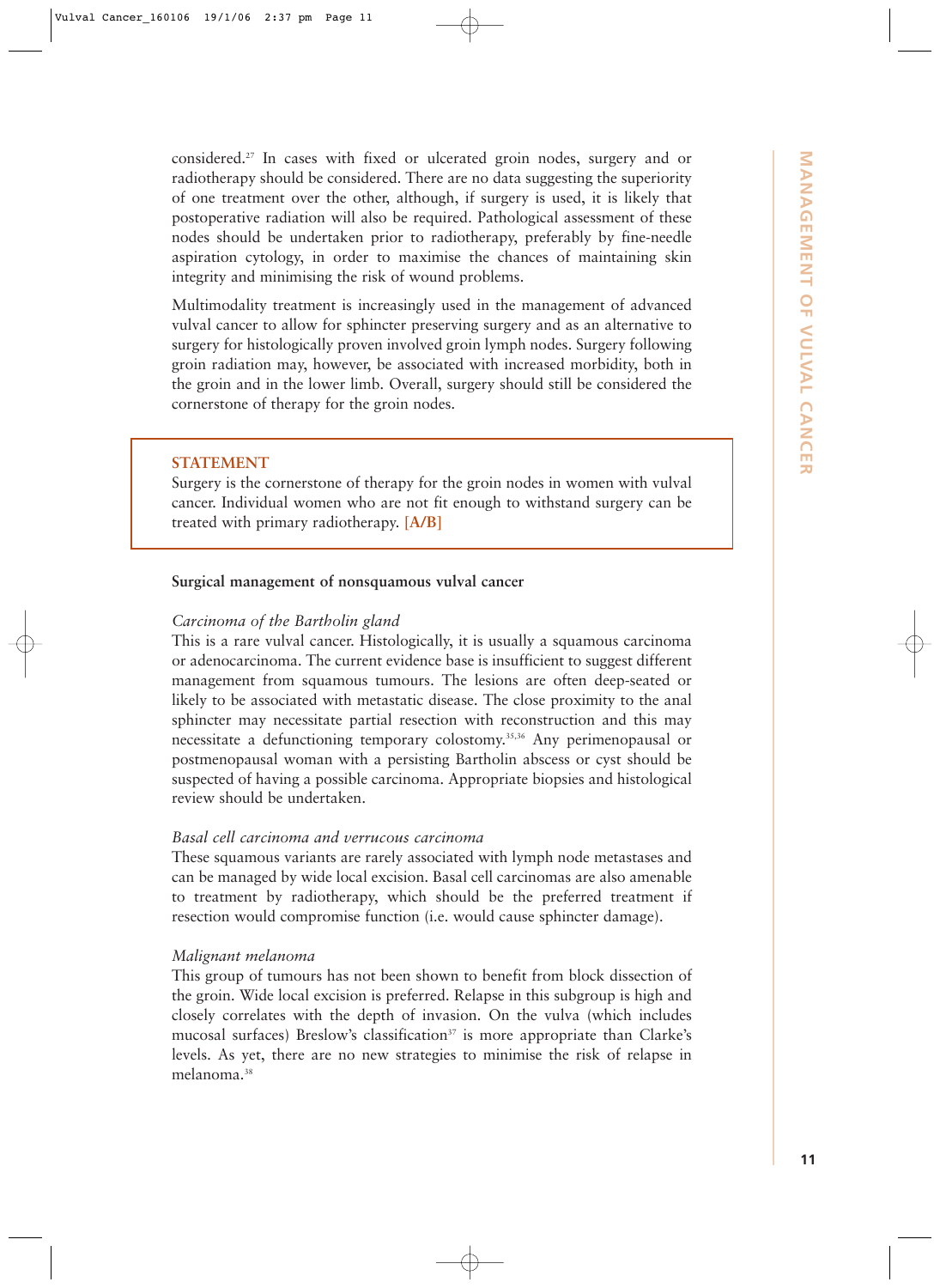considered.[27] In cases with fixed or ulcerated groin nodes, surgery and or radiotherapy should be considered. There are no data suggesting the superiority of one treatment over the other, although, if surgery is used, it is likely that postoperative radiation will also be required. Pathological assessment of these nodes should be undertaken prior to radiotherapy, preferably by fine-needle aspiration cytology, in order to maximise the chances of maintaining skin integrity and minimising the risk of wound problems.

Multimodality treatment is increasingly used in the management of advanced vulval cancer to allow for sphincter preserving surgery and as an alternative to surgery for histologically proven involved groin lymph nodes. Surgery following groin radiation may, however, be associated with increased morbidity, both in the groin and in the lower limb. Overall, surgery should still be considered the cornerstone of therapy for the groin nodes.

> **STATEMENT**
> Surgery is the cornerstone of therapy for the groin nodes in women with vulval cancer. Individual women who are not fit enough to withstand surgery can be treated with primary radiotherapy. **[A/B]**

**Surgical management of nonsquamous vulval cancer**

*Carcinoma of the Bartholin gland*

This is a rare vulval cancer. Histologically, it is usually a squamous carcinoma or adenocarcinoma. The current evidence base is insufficient to suggest different management from squamous tumours. The lesions are often deep-seated or likely to be associated with metastatic disease. The close proximity to the anal sphincter may necessitate partial resection with reconstruction and this may necessitate a defunctioning temporary colostomy.[35,36] Any perimenopausal or postmenopausal woman with a persisting Bartholin abscess or cyst should be suspected of having a possible carcinoma. Appropriate biopsies and histological review should be undertaken.

*Basal cell carcinoma and verrucous carcinoma*

These squamous variants are rarely associated with lymph node metastases and can be managed by wide local excision. Basal cell carcinomas are also amenable to treatment by radiotherapy, which should be the preferred treatment if resection would compromise function (i.e. would cause sphincter damage).

*Malignant melanoma*

This group of tumours has not been shown to benefit from block dissection of the groin. Wide local excision is preferred. Relapse in this subgroup is high and closely correlates with the depth of invasion. On the vulva (which includes mucosal surfaces) Breslow's classification[37] is more appropriate than Clarke's levels. As yet, there are no new strategies to minimise the risk of relapse in melanoma.[38]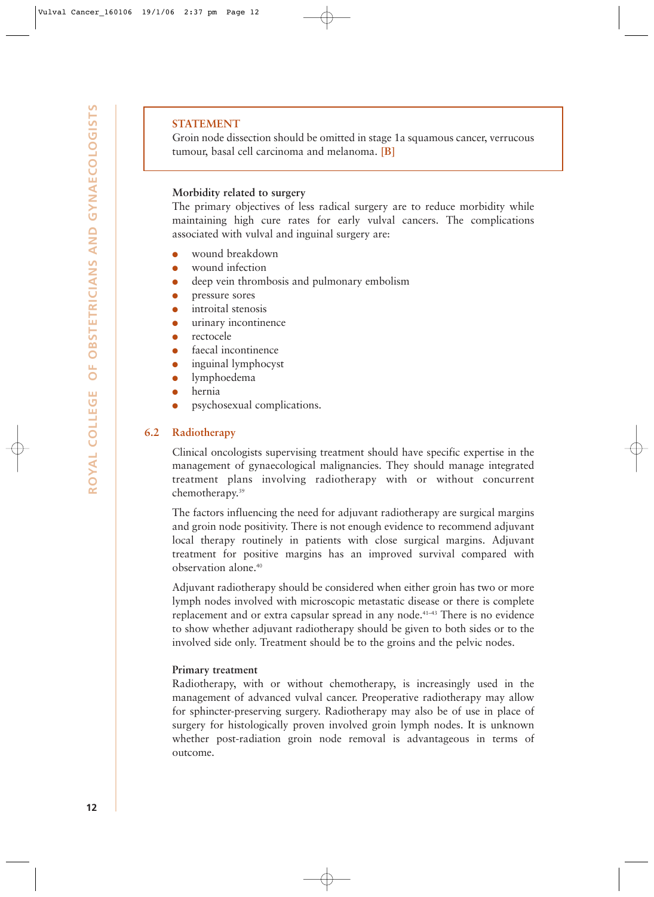> **STATEMENT**
> Groin node dissection should be omitted in stage 1a squamous cancer, verrucous tumour, basal cell carcinoma and melanoma. [B]

**Morbidity related to surgery**

The primary objectives of less radical surgery are to reduce morbidity while maintaining high cure rates for early vulval cancers. The complications associated with vulval and inguinal surgery are:

- wound breakdown
- wound infection
- deep vein thrombosis and pulmonary embolism
- pressure sores
- introital stenosis
- urinary incontinence
- rectocele
- faecal incontinence
- inguinal lymphocyst
- lymphoedema
- hernia
- psychosexual complications.

## 6.2 Radiotherapy

Clinical oncologists supervising treatment should have specific expertise in the management of gynaecological malignancies. They should manage integrated treatment plans involving radiotherapy with or without concurrent chemotherapy.[39]

The factors influencing the need for adjuvant radiotherapy are surgical margins and groin node positivity. There is not enough evidence to recommend adjuvant local therapy routinely in patients with close surgical margins. Adjuvant treatment for positive margins has an improved survival compared with observation alone.[40]

Adjuvant radiotherapy should be considered when either groin has two or more lymph nodes involved with microscopic metastatic disease or there is complete replacement and or extra capsular spread in any node.[41–43] There is no evidence to show whether adjuvant radiotherapy should be given to both sides or to the involved side only. Treatment should be to the groins and the pelvic nodes.

**Primary treatment**

Radiotherapy, with or without chemotherapy, is increasingly used in the management of advanced vulval cancer. Preoperative radiotherapy may allow for sphincter-preserving surgery. Radiotherapy may also be of use in place of surgery for histologically proven involved groin lymph nodes. It is unknown whether post-radiation groin node removal is advantageous in terms of outcome.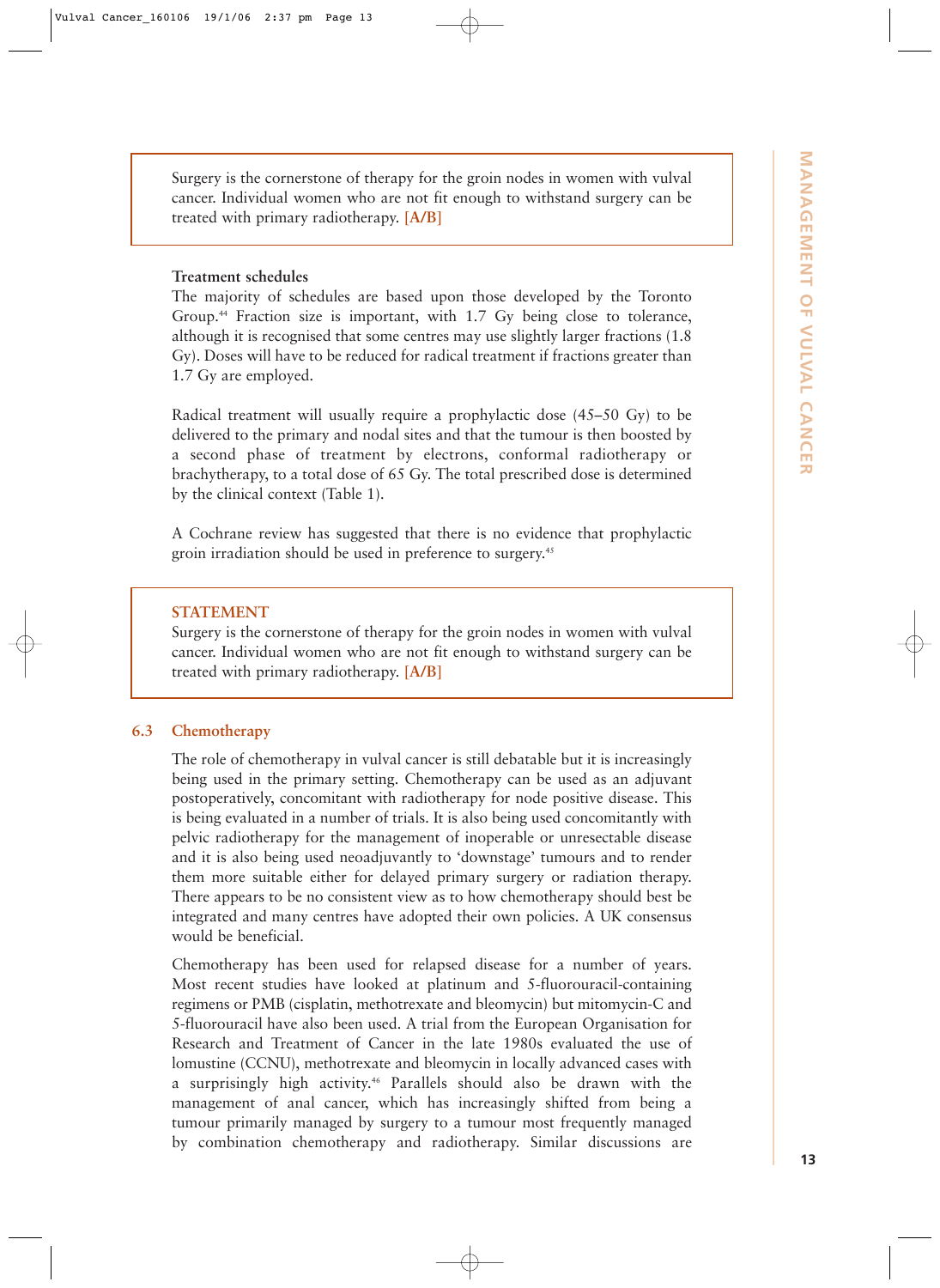> Surgery is the cornerstone of therapy for the groin nodes in women with vulval cancer. Individual women who are not fit enough to withstand surgery can be treated with primary radiotherapy. [A/B]

**Treatment schedules**

The majority of schedules are based upon those developed by the Toronto Group.[44] Fraction size is important, with 1.7 Gy being close to tolerance, although it is recognised that some centres may use slightly larger fractions (1.8 Gy). Doses will have to be reduced for radical treatment if fractions greater than 1.7 Gy are employed.

Radical treatment will usually require a prophylactic dose (45–50 Gy) to be delivered to the primary and nodal sites and that the tumour is then boosted by a second phase of treatment by electrons, conformal radiotherapy or brachytherapy, to a total dose of 65 Gy. The total prescribed dose is determined by the clinical context (Table 1).

A Cochrane review has suggested that there is no evidence that prophylactic groin irradiation should be used in preference to surgery.[45]

> **STATEMENT**
>
> Surgery is the cornerstone of therapy for the groin nodes in women with vulval cancer. Individual women who are not fit enough to withstand surgery can be treated with primary radiotherapy. [A/B]

## 6.3 Chemotherapy

The role of chemotherapy in vulval cancer is still debatable but it is increasingly being used in the primary setting. Chemotherapy can be used as an adjuvant postoperatively, concomitant with radiotherapy for node positive disease. This is being evaluated in a number of trials. It is also being used concomitantly with pelvic radiotherapy for the management of inoperable or unresectable disease and it is also being used neoadjuvantly to 'downstage' tumours and to render them more suitable either for delayed primary surgery or radiation therapy. There appears to be no consistent view as to how chemotherapy should best be integrated and many centres have adopted their own policies. A UK consensus would be beneficial.

Chemotherapy has been used for relapsed disease for a number of years. Most recent studies have looked at platinum and 5-fluorouracil-containing regimens or PMB (cisplatin, methotrexate and bleomycin) but mitomycin-C and 5-fluorouracil have also been used. A trial from the European Organisation for Research and Treatment of Cancer in the late 1980s evaluated the use of lomustine (CCNU), methotrexate and bleomycin in locally advanced cases with a surprisingly high activity.[46] Parallels should also be drawn with the management of anal cancer, which has increasingly shifted from being a tumour primarily managed by surgery to a tumour most frequently managed by combination chemotherapy and radiotherapy. Similar discussions are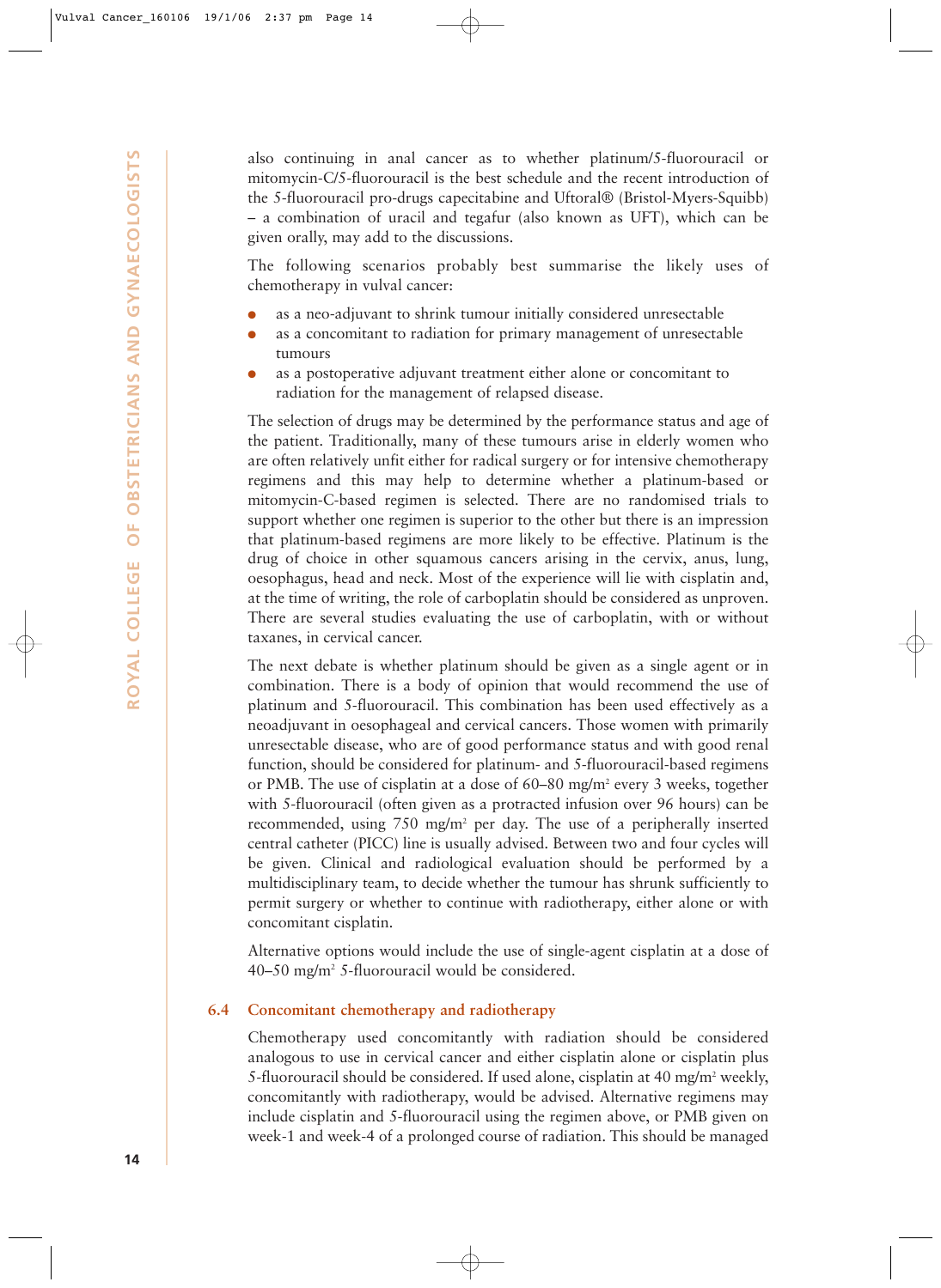also continuing in anal cancer as to whether platinum/5-fluorouracil or mitomycin-C/5-fluorouracil is the best schedule and the recent introduction of the 5-fluorouracil pro-drugs capecitabine and Uftoral® (Bristol-Myers-Squibb) – a combination of uracil and tegafur (also known as UFT), which can be given orally, may add to the discussions.

The following scenarios probably best summarise the likely uses of chemotherapy in vulval cancer:

- as a neo-adjuvant to shrink tumour initially considered unresectable
- as a concomitant to radiation for primary management of unresectable tumours
- as a postoperative adjuvant treatment either alone or concomitant to radiation for the management of relapsed disease.

The selection of drugs may be determined by the performance status and age of the patient. Traditionally, many of these tumours arise in elderly women who are often relatively unfit either for radical surgery or for intensive chemotherapy regimens and this may help to determine whether a platinum-based or mitomycin-C-based regimen is selected. There are no randomised trials to support whether one regimen is superior to the other but there is an impression that platinum-based regimens are more likely to be effective. Platinum is the drug of choice in other squamous cancers arising in the cervix, anus, lung, oesophagus, head and neck. Most of the experience will lie with cisplatin and, at the time of writing, the role of carboplatin should be considered as unproven. There are several studies evaluating the use of carboplatin, with or without taxanes, in cervical cancer.

The next debate is whether platinum should be given as a single agent or in combination. There is a body of opinion that would recommend the use of platinum and 5-fluorouracil. This combination has been used effectively as a neoadjuvant in oesophageal and cervical cancers. Those women with primarily unresectable disease, who are of good performance status and with good renal function, should be considered for platinum- and 5-fluorouracil-based regimens or PMB. The use of cisplatin at a dose of 60–80 mg/m$^2$ every 3 weeks, together with 5-fluorouracil (often given as a protracted infusion over 96 hours) can be recommended, using 750 mg/m$^2$ per day. The use of a peripherally inserted central catheter (PICC) line is usually advised. Between two and four cycles will be given. Clinical and radiological evaluation should be performed by a multidisciplinary team, to decide whether the tumour has shrunk sufficiently to permit surgery or whether to continue with radiotherapy, either alone or with concomitant cisplatin.

Alternative options would include the use of single-agent cisplatin at a dose of 40–50 mg/m$^2$ 5-fluorouracil would be considered.

## 6.4 Concomitant chemotherapy and radiotherapy

Chemotherapy used concomitantly with radiation should be considered analogous to use in cervical cancer and either cisplatin alone or cisplatin plus 5-fluorouracil should be considered. If used alone, cisplatin at 40 mg/m$^2$ weekly, concomitantly with radiotherapy, would be advised. Alternative regimens may include cisplatin and 5-fluorouracil using the regimen above, or PMB given on week-1 and week-4 of a prolonged course of radiation. This should be managed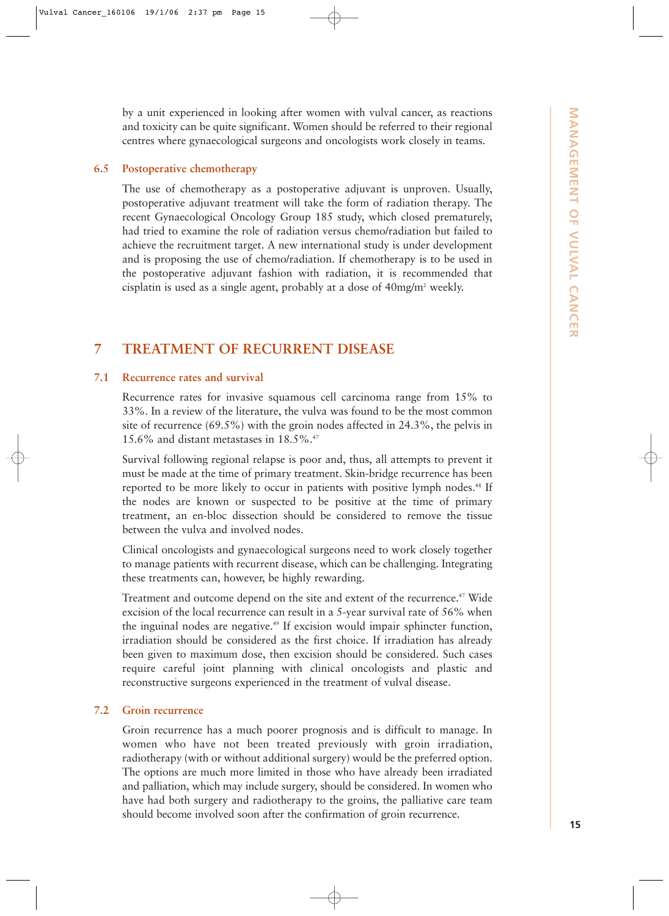by a unit experienced in looking after women with vulval cancer, as reactions and toxicity can be quite significant. Women should be referred to their regional centres where gynaecological surgeons and oncologists work closely in teams.

### 6.5 Postoperative chemotherapy

The use of chemotherapy as a postoperative adjuvant is unproven. Usually, postoperative adjuvant treatment will take the form of radiation therapy. The recent Gynaecological Oncology Group 185 study, which closed prematurely, had tried to examine the role of radiation versus chemo/radiation but failed to achieve the recruitment target. A new international study is under development and is proposing the use of chemo/radiation. If chemotherapy is to be used in the postoperative adjuvant fashion with radiation, it is recommended that cisplatin is used as a single agent, probably at a dose of 40mg/m$^2$ weekly.

## 7 TREATMENT OF RECURRENT DISEASE

### 7.1 Recurrence rates and survival

Recurrence rates for invasive squamous cell carcinoma range from 15% to 33%. In a review of the literature, the vulva was found to be the most common site of recurrence (69.5%) with the groin nodes affected in 24.3%, the pelvis in 15.6% and distant metastases in 18.5%.[47]

Survival following regional relapse is poor and, thus, all attempts to prevent it must be made at the time of primary treatment. Skin-bridge recurrence has been reported to be more likely to occur in patients with positive lymph nodes.[48] If the nodes are known or suspected to be positive at the time of primary treatment, an en-bloc dissection should be considered to remove the tissue between the vulva and involved nodes.

Clinical oncologists and gynaecological surgeons need to work closely together to manage patients with recurrent disease, which can be challenging. Integrating these treatments can, however, be highly rewarding.

Treatment and outcome depend on the site and extent of the recurrence.[47] Wide excision of the local recurrence can result in a 5-year survival rate of 56% when the inguinal nodes are negative.[49] If excision would impair sphincter function, irradiation should be considered as the first choice. If irradiation has already been given to maximum dose, then excision should be considered. Such cases require careful joint planning with clinical oncologists and plastic and reconstructive surgeons experienced in the treatment of vulval disease.

### 7.2 Groin recurrence

Groin recurrence has a much poorer prognosis and is difficult to manage. In women who have not been treated previously with groin irradiation, radiotherapy (with or without additional surgery) would be the preferred option. The options are much more limited in those who have already been irradiated and palliation, which may include surgery, should be considered. In women who have had both surgery and radiotherapy to the groins, the palliative care team should become involved soon after the confirmation of groin recurrence.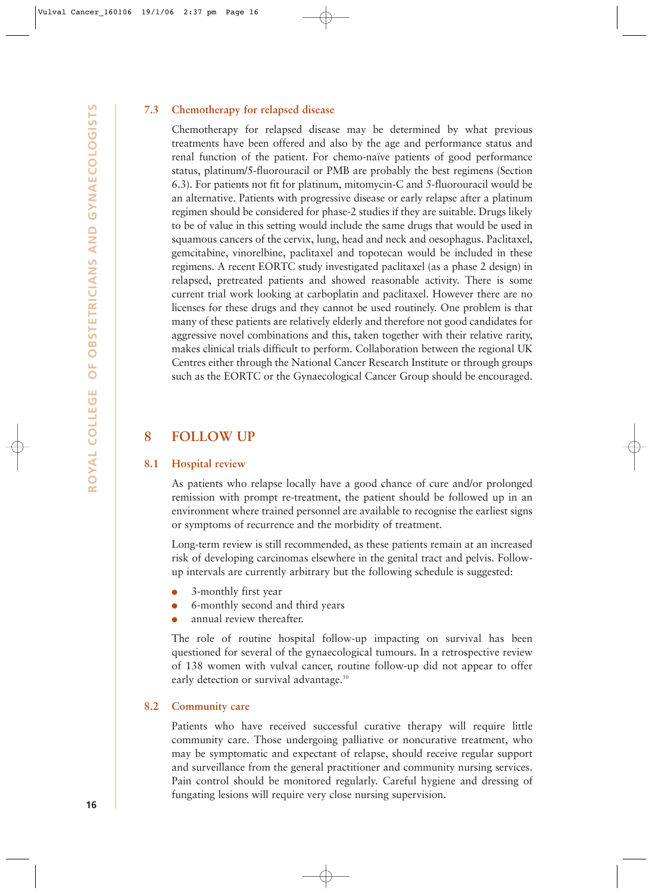### 7.3 Chemotherapy for relapsed disease

Chemotherapy for relapsed disease may be determined by what previous treatments have been offered and also by the age and performance status and renal function of the patient. For chemo-naïve patients of good performance status, platinum/5-fluorouracil or PMB are probably the best regimens (Section 6.3). For patients not fit for platinum, mitomycin-C and 5-fluorouracil would be an alternative. Patients with progressive disease or early relapse after a platinum regimen should be considered for phase-2 studies if they are suitable. Drugs likely to be of value in this setting would include the same drugs that would be used in squamous cancers of the cervix, lung, head and neck and oesophagus. Paclitaxel, gemcitabine, vinorelbine, paclitaxel and topotecan would be included in these regimens. A recent EORTC study investigated paclitaxel (as a phase 2 design) in relapsed, pretreated patients and showed reasonable activity. There is some current trial work looking at carboplatin and paclitaxel. However there are no licenses for these drugs and they cannot be used routinely. One problem is that many of these patients are relatively elderly and therefore not good candidates for aggressive novel combinations and this, taken together with their relative rarity, makes clinical trials difficult to perform. Collaboration between the regional UK Centres either through the National Cancer Research Institute or through groups such as the EORTC or the Gynaecological Cancer Group should be encouraged.

## 8 FOLLOW UP

### 8.1 Hospital review

As patients who relapse locally have a good chance of cure and/or prolonged remission with prompt re-treatment, the patient should be followed up in an environment where trained personnel are available to recognise the earliest signs or symptoms of recurrence and the morbidity of treatment.

Long-term review is still recommended, as these patients remain at an increased risk of developing carcinomas elsewhere in the genital tract and pelvis. Follow-up intervals are currently arbitrary but the following schedule is suggested:

- 3-monthly first year
- 6-monthly second and third years
- annual review thereafter.

The role of routine hospital follow-up impacting on survival has been questioned for several of the gynaecological tumours. In a retrospective review of 138 women with vulval cancer, routine follow-up did not appear to offer early detection or survival advantage.[50]

### 8.2 Community care

Patients who have received successful curative therapy will require little community care. Those undergoing palliative or noncurative treatment, who may be symptomatic and expectant of relapse, should receive regular support and surveillance from the general practitioner and community nursing services. Pain control should be monitored regularly. Careful hygiene and dressing of fungating lesions will require very close nursing supervision.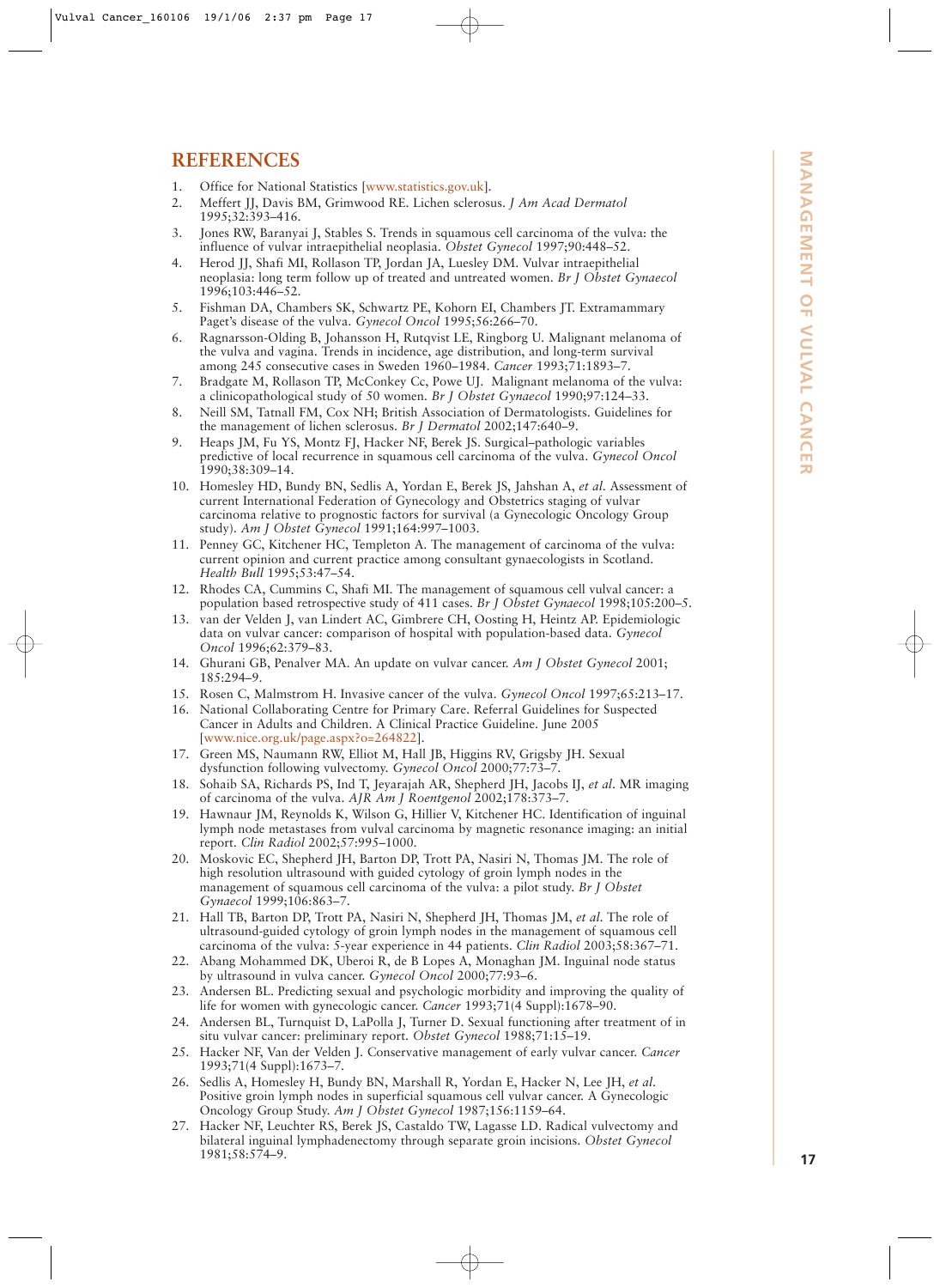## REFERENCES

1. Office for National Statistics [www.statistics.gov.uk].
2. Meffert JJ, Davis BM, Grimwood RE. Lichen sclerosus. *J Am Acad Dermatol* 1995;32:393–416.
3. Jones RW, Baranyai J, Stables S. Trends in squamous cell carcinoma of the vulva: the influence of vulvar intraepithelial neoplasia. *Obstet Gynecol* 1997;90:448–52.
4. Herod JJ, Shafi MI, Rollason TP, Jordan JA, Luesley DM. Vulvar intraepithelial neoplasia: long term follow up of treated and untreated women. *Br J Obstet Gynaecol* 1996;103:446–52.
5. Fishman DA, Chambers SK, Schwartz PE, Kohorn EI, Chambers JT. Extramammary Paget's disease of the vulva. *Gynecol Oncol* 1995;56:266–70.
6. Ragnarsson-Olding B, Johansson H, Rutqvist LE, Ringborg U. Malignant melanoma of the vulva and vagina. Trends in incidence, age distribution, and long-term survival among 245 consecutive cases in Sweden 1960–1984. *Cancer* 1993;71:1893–7.
7. Bradgate M, Rollason TP, McConkey Cc, Powe UJ. Malignant melanoma of the vulva: a clinicopathological study of 50 women. *Br J Obstet Gynaecol* 1990;97:124–33.
8. Neill SM, Tatnall FM, Cox NH; British Association of Dermatologists. Guidelines for the management of lichen sclerosus. *Br J Dermatol* 2002;147:640–9.
9. Heaps JM, Fu YS, Montz FJ, Hacker NF, Berek JS. Surgical–pathologic variables predictive of local recurrence in squamous cell carcinoma of the vulva. *Gynecol Oncol* 1990;38:309–14.
10. Homesley HD, Bundy BN, Sedlis A, Yordan E, Berek JS, Jahshan A, *et al*. Assessment of current International Federation of Gynecology and Obstetrics staging of vulvar carcinoma relative to prognostic factors for survival (a Gynecologic Oncology Group study). *Am J Obstet Gynecol* 1991;164:997–1003.
11. Penney GC, Kitchener HC, Templeton A. The management of carcinoma of the vulva: current opinion and current practice among consultant gynaecologists in Scotland. *Health Bull* 1995;53:47–54.
12. Rhodes CA, Cummins C, Shafi MI. The management of squamous cell vulval cancer: a population based retrospective study of 411 cases. *Br J Obstet Gynaecol* 1998;105:200–5.
13. van der Velden J, van Lindert AC, Gimbrere CH, Oosting H, Heintz AP. Epidemiologic data on vulvar cancer: comparison of hospital with population-based data. *Gynecol Oncol* 1996;62:379–83.
14. Ghurani GB, Penalver MA. An update on vulvar cancer. *Am J Obstet Gynecol* 2001; 185:294–9.
15. Rosen C, Malmstrom H. Invasive cancer of the vulva. *Gynecol Oncol* 1997;65:213–17.
16. National Collaborating Centre for Primary Care. Referral Guidelines for Suspected Cancer in Adults and Children. A Clinical Practice Guideline. June 2005 [www.nice.org.uk/page.aspx?o=264822].
17. Green MS, Naumann RW, Elliot M, Hall JB, Higgins RV, Grigsby JH. Sexual dysfunction following vulvectomy. *Gynecol Oncol* 2000;77:73–7.
18. Sohaib SA, Richards PS, Ind T, Jeyarajah AR, Shepherd JH, Jacobs IJ, *et al*. MR imaging of carcinoma of the vulva. *AJR Am J Roentgenol* 2002;178:373–7.
19. Hawnaur JM, Reynolds K, Wilson G, Hillier V, Kitchener HC. Identification of inguinal lymph node metastases from vulval carcinoma by magnetic resonance imaging: an initial report. *Clin Radiol* 2002;57:995–1000.
20. Moskovic EC, Shepherd JH, Barton DP, Trott PA, Nasiri N, Thomas JM. The role of high resolution ultrasound with guided cytology of groin lymph nodes in the management of squamous cell carcinoma of the vulva: a pilot study. *Br J Obstet Gynaecol* 1999;106:863–7.
21. Hall TB, Barton DP, Trott PA, Nasiri N, Shepherd JH, Thomas JM, *et al*. The role of ultrasound-guided cytology of groin lymph nodes in the management of squamous cell carcinoma of the vulva: 5-year experience in 44 patients. *Clin Radiol* 2003;58:367–71.
22. Abang Mohammed DK, Uberoi R, de B Lopes A, Monaghan JM. Inguinal node status by ultrasound in vulva cancer. *Gynecol Oncol* 2000;77:93–6.
23. Andersen BL. Predicting sexual and psychologic morbidity and improving the quality of life for women with gynecologic cancer. *Cancer* 1993;71(4 Suppl):1678–90.
24. Andersen BL, Turnquist D, LaPolla J, Turner D. Sexual functioning after treatment of in situ vulvar cancer: preliminary report. *Obstet Gynecol* 1988;71:15–19.
25. Hacker NF, Van der Velden J. Conservative management of early vulvar cancer. *Cancer* 1993;71(4 Suppl):1673–7.
26. Sedlis A, Homesley H, Bundy BN, Marshall R, Yordan E, Hacker N, Lee JH, *et al*. Positive groin lymph nodes in superficial squamous cell vulvar cancer. A Gynecologic Oncology Group Study. *Am J Obstet Gynecol* 1987;156:1159–64.
27. Hacker NF, Leuchter RS, Berek JS, Castaldo TW, Lagasse LD. Radical vulvectomy and bilateral inguinal lymphadenectomy through separate groin incisions. *Obstet Gynecol* 1981;58:574–9.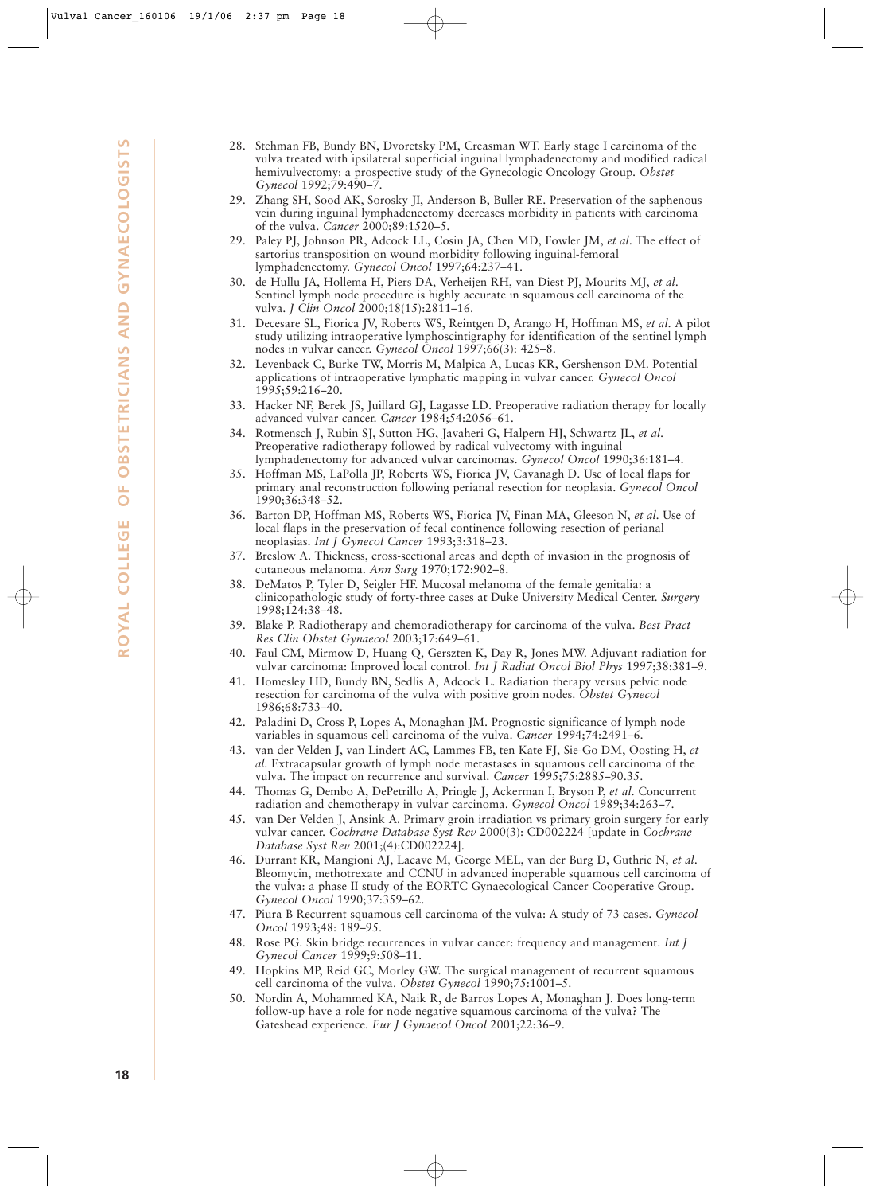28. Stehman FB, Bundy BN, Dvoretsky PM, Creasman WT. Early stage I carcinoma of the vulva treated with ipsilateral superficial inguinal lymphadenectomy and modified radical hemivulvectomy: a prospective study of the Gynecologic Oncology Group. *Obstet Gynecol* 1992;79:490–7.
29. Zhang SH, Sood AK, Sorosky JI, Anderson B, Buller RE. Preservation of the saphenous vein during inguinal lymphadenectomy decreases morbidity in patients with carcinoma of the vulva. *Cancer* 2000;89:1520–5.
29. Paley PJ, Johnson PR, Adcock LL, Cosin JA, Chen MD, Fowler JM, *et al*. The effect of sartorius transposition on wound morbidity following inguinal-femoral lymphadenectomy. *Gynecol Oncol* 1997;64:237–41.
30. de Hullu JA, Hollema H, Piers DA, Verheijen RH, van Diest PJ, Mourits MJ, *et al*. Sentinel lymph node procedure is highly accurate in squamous cell carcinoma of the vulva. *J Clin Oncol* 2000;18(15):2811–16.
31. Decesare SL, Fiorica JV, Roberts WS, Reintgen D, Arango H, Hoffman MS, *et al*. A pilot study utilizing intraoperative lymphoscintigraphy for identification of the sentinel lymph nodes in vulvar cancer. *Gynecol Oncol* 1997;66(3): 425–8.
32. Levenback C, Burke TW, Morris M, Malpica A, Lucas KR, Gershenson DM. Potential applications of intraoperative lymphatic mapping in vulvar cancer. *Gynecol Oncol* 1995;59:216–20.
33. Hacker NF, Berek JS, Juillard GJ, Lagasse LD. Preoperative radiation therapy for locally advanced vulvar cancer. *Cancer* 1984;54:2056–61.
34. Rotmensch J, Rubin SJ, Sutton HG, Javaheri G, Halpern HJ, Schwartz JL, *et al*. Preoperative radiotherapy followed by radical vulvectomy with inguinal lymphadenectomy for advanced vulvar carcinomas. *Gynecol Oncol* 1990;36:181–4.
35. Hoffman MS, LaPolla JP, Roberts WS, Fiorica JV, Cavanagh D. Use of local flaps for primary anal reconstruction following perianal resection for neoplasia. *Gynecol Oncol* 1990;36:348–52.
36. Barton DP, Hoffman MS, Roberts WS, Fiorica JV, Finan MA, Gleeson N, *et al*. Use of local flaps in the preservation of fecal continence following resection of perianal neoplasias. *Int J Gynecol Cancer* 1993;3:318–23.
37. Breslow A. Thickness, cross-sectional areas and depth of invasion in the prognosis of cutaneous melanoma. *Ann Surg* 1970;172:902–8.
38. DeMatos P, Tyler D, Seigler HF. Mucosal melanoma of the female genitalia: a clinicopathologic study of forty-three cases at Duke University Medical Center. *Surgery* 1998;124:38–48.
39. Blake P. Radiotherapy and chemoradiotherapy for carcinoma of the vulva. *Best Pract Res Clin Obstet Gynaecol* 2003;17:649–61.
40. Faul CM, Mirmow D, Huang Q, Gerszten K, Day R, Jones MW. Adjuvant radiation for vulvar carcinoma: Improved local control. *Int J Radiat Oncol Biol Phys* 1997;38:381–9.
41. Homesley HD, Bundy BN, Sedlis A, Adcock L. Radiation therapy versus pelvic node resection for carcinoma of the vulva with positive groin nodes. *Obstet Gynecol* 1986;68:733–40.
42. Paladini D, Cross P, Lopes A, Monaghan JM. Prognostic significance of lymph node variables in squamous cell carcinoma of the vulva. *Cancer* 1994;74:2491–6.
43. van der Velden J, van Lindert AC, Lammes FB, ten Kate FJ, Sie-Go DM, Oosting H, *et al*. Extracapsular growth of lymph node metastases in squamous cell carcinoma of the vulva. The impact on recurrence and survival. *Cancer* 1995;75:2885–90.35.
44. Thomas G, Dembo A, DePetrillo A, Pringle J, Ackerman I, Bryson P, *et al*. Concurrent radiation and chemotherapy in vulvar carcinoma. *Gynecol Oncol* 1989;34:263–7.
45. van Der Velden J, Ansink A. Primary groin irradiation vs primary groin surgery for early vulvar cancer. *Cochrane Database Syst Rev* 2000(3): CD002224 [update in *Cochrane Database Syst Rev* 2001;(4):CD002224].
46. Durrant KR, Mangioni AJ, Lacave M, George MEL, van der Burg D, Guthrie N, *et al*. Bleomycin, methotrexate and CCNU in advanced inoperable squamous cell carcinoma of the vulva: a phase II study of the EORTC Gynaecological Cancer Cooperative Group. *Gynecol Oncol* 1990;37:359–62.
47. Piura B Recurrent squamous cell carcinoma of the vulva: A study of 73 cases. *Gynecol Oncol* 1993;48: 189–95.
48. Rose PG. Skin bridge recurrences in vulvar cancer: frequency and management. *Int J Gynecol Cancer* 1999;9:508–11.
49. Hopkins MP, Reid GC, Morley GW. The surgical management of recurrent squamous cell carcinoma of the vulva. *Obstet Gynecol* 1990;75:1001–5.
50. Nordin A, Mohammed KA, Naik R, de Barros Lopes A, Monaghan J. Does long-term follow-up have a role for node negative squamous carcinoma of the vulva? The Gateshead experience. *Eur J Gynaecol Oncol* 2001;22:36–9.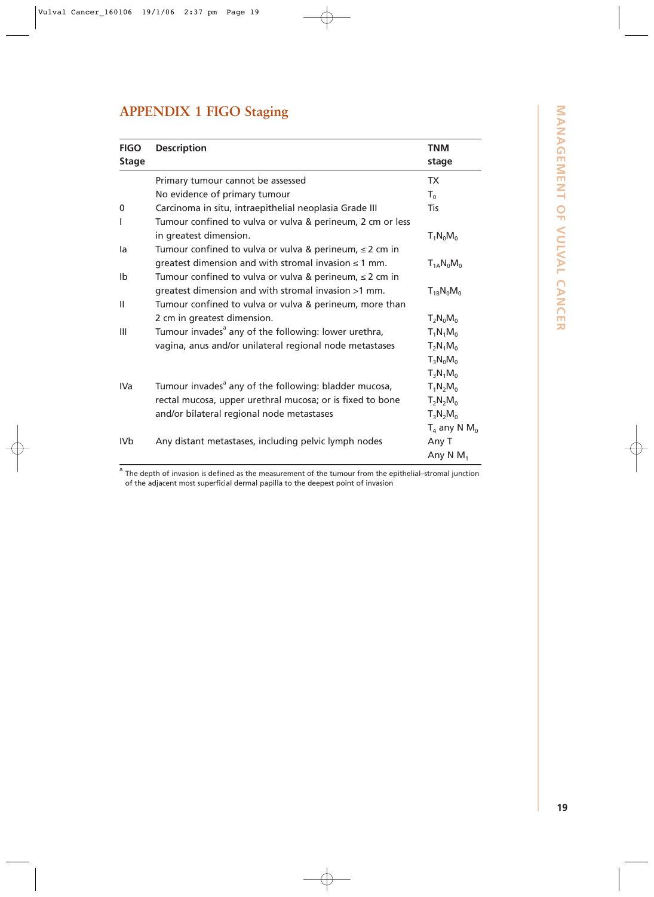## APPENDIX 1 FIGO Staging

| FIGO Stage | Description | TNM stage |
|---|---|---|
| | Primary tumour cannot be assessed | TX |
| | No evidence of primary tumour | $T_0$ |
| 0 | Carcinoma in situ, intraepithelial neoplasia Grade III | Tis |
| I | Tumour confined to vulva or vulva & perineum, 2 cm or less in greatest dimension. | $T_1N_0M_0$ |
| Ia | Tumour confined to vulva or vulva & perineum, ≤ 2 cm in greatest dimension and with stromal invasion ≤ 1 mm. | $T_{1A}N_0M_0$ |
| Ib | Tumour confined to vulva or vulva & perineum, ≤ 2 cm in greatest dimension and with stromal invasion >1 mm. | $T_{1B}N_0M_0$ |
| II | Tumour confined to vulva or vulva & perineum, more than 2 cm in greatest dimension. | $T_2N_0M_0$ |
| III | Tumour invades[a] any of the following: lower urethra, vagina, anus and/or unilateral regional node metastases | $T_1N_1M_0$<br>$T_2N_1M_0$<br>$T_3N_0M_0$<br>$T_3N_1M_0$ |
| IVa | Tumour invades[a] any of the following: bladder mucosa, rectal mucosa, upper urethral mucosa; or is fixed to bone and/or bilateral regional node metastases | $T_1N_2M_0$<br>$T_2N_2M_0$<br>$T_3N_2M_0$<br>$T_4$ any N $M_0$ |
| IVb | Any distant metastases, including pelvic lymph nodes | Any T<br>Any N $M_1$ |

[a] The depth of invasion is defined as the measurement of the tumour from the epithelial–stromal junction of the adjacent most superficial dermal papilla to the deepest point of invasion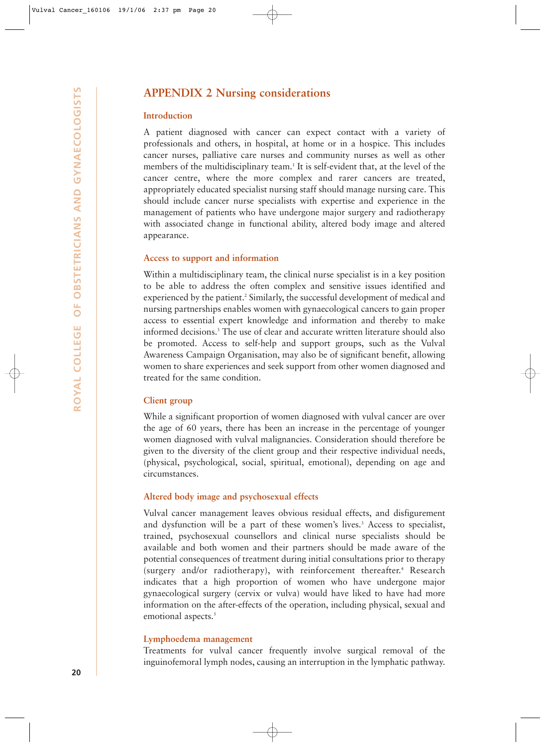## APPENDIX 2 Nursing considerations

### Introduction

A patient diagnosed with cancer can expect contact with a variety of professionals and others, in hospital, at home or in a hospice. This includes cancer nurses, palliative care nurses and community nurses as well as other members of the multidisciplinary team.[1] It is self-evident that, at the level of the cancer centre, where the more complex and rarer cancers are treated, appropriately educated specialist nursing staff should manage nursing care. This should include cancer nurse specialists with expertise and experience in the management of patients who have undergone major surgery and radiotherapy with associated change in functional ability, altered body image and altered appearance.

### Access to support and information

Within a multidisciplinary team, the clinical nurse specialist is in a key position to be able to address the often complex and sensitive issues identified and experienced by the patient.[2] Similarly, the successful development of medical and nursing partnerships enables women with gynaecological cancers to gain proper access to essential expert knowledge and information and thereby to make informed decisions.[3] The use of clear and accurate written literature should also be promoted. Access to self-help and support groups, such as the Vulval Awareness Campaign Organisation, may also be of significant benefit, allowing women to share experiences and seek support from other women diagnosed and treated for the same condition.

### Client group

While a significant proportion of women diagnosed with vulval cancer are over the age of 60 years, there has been an increase in the percentage of younger women diagnosed with vulval malignancies. Consideration should therefore be given to the diversity of the client group and their respective individual needs, (physical, psychological, social, spiritual, emotional), depending on age and circumstances.

### Altered body image and psychosexual effects

Vulval cancer management leaves obvious residual effects, and disfigurement and dysfunction will be a part of these women's lives.[3] Access to specialist, trained, psychosexual counsellors and clinical nurse specialists should be available and both women and their partners should be made aware of the potential consequences of treatment during initial consultations prior to therapy (surgery and/or radiotherapy), with reinforcement thereafter.[4] Research indicates that a high proportion of women who have undergone major gynaecological surgery (cervix or vulva) would have liked to have had more information on the after-effects of the operation, including physical, sexual and emotional aspects.[5]

### Lymphoedema management

Treatments for vulval cancer frequently involve surgical removal of the inguinofemoral lymph nodes, causing an interruption in the lymphatic pathway.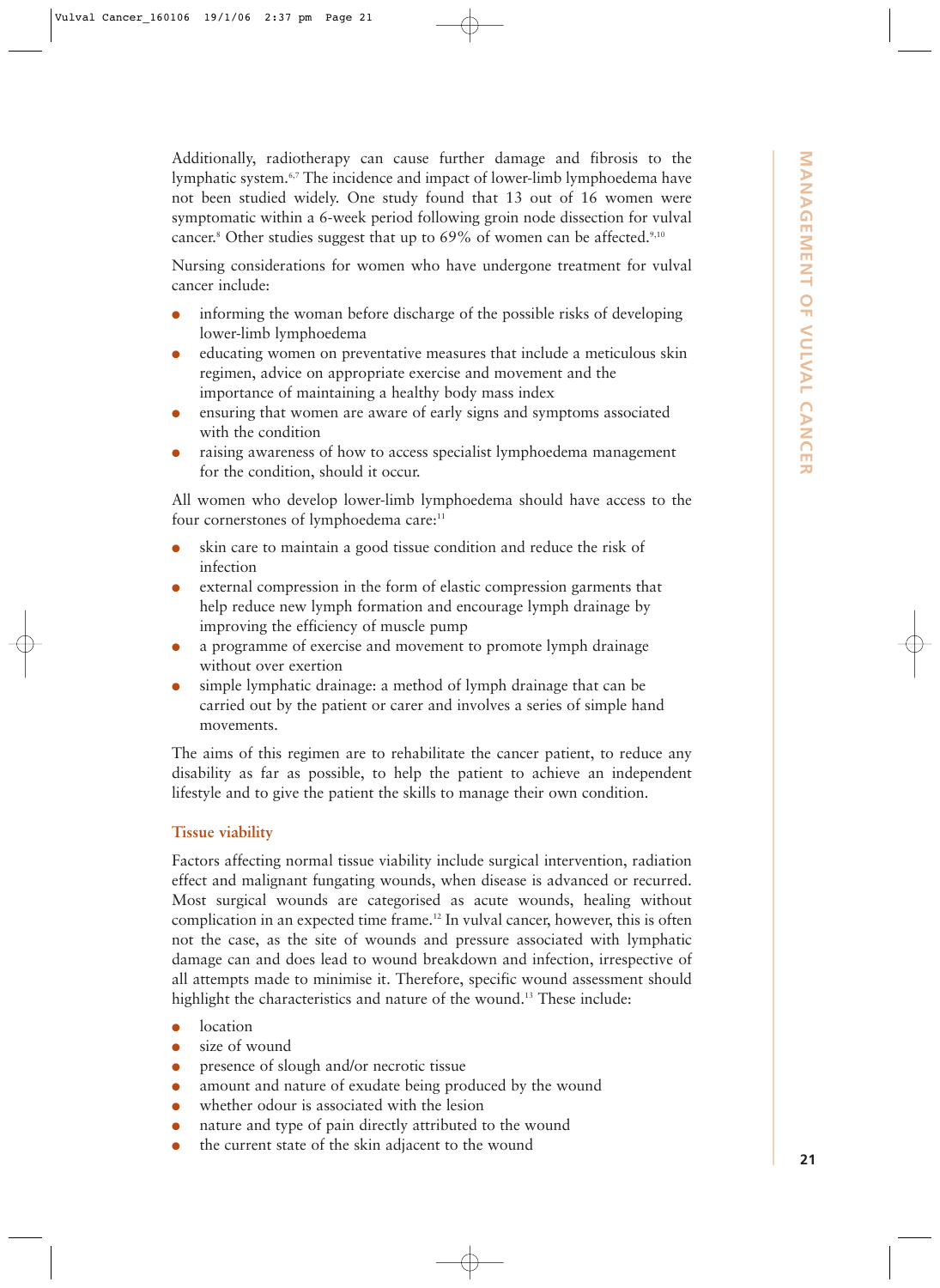Additionally, radiotherapy can cause further damage and fibrosis to the lymphatic system.[6,7] The incidence and impact of lower-limb lymphoedema have not been studied widely. One study found that 13 out of 16 women were symptomatic within a 6-week period following groin node dissection for vulval cancer.[8] Other studies suggest that up to 69% of women can be affected.[9,10]

Nursing considerations for women who have undergone treatment for vulval cancer include:

- informing the woman before discharge of the possible risks of developing lower-limb lymphoedema
- educating women on preventative measures that include a meticulous skin regimen, advice on appropriate exercise and movement and the importance of maintaining a healthy body mass index
- ensuring that women are aware of early signs and symptoms associated with the condition
- raising awareness of how to access specialist lymphoedema management for the condition, should it occur.

All women who develop lower-limb lymphoedema should have access to the four cornerstones of lymphoedema care:[11]

- skin care to maintain a good tissue condition and reduce the risk of infection
- external compression in the form of elastic compression garments that help reduce new lymph formation and encourage lymph drainage by improving the efficiency of muscle pump
- a programme of exercise and movement to promote lymph drainage without over exertion
- simple lymphatic drainage: a method of lymph drainage that can be carried out by the patient or carer and involves a series of simple hand movements.

The aims of this regimen are to rehabilitate the cancer patient, to reduce any disability as far as possible, to help the patient to achieve an independent lifestyle and to give the patient the skills to manage their own condition.

### Tissue viability

Factors affecting normal tissue viability include surgical intervention, radiation effect and malignant fungating wounds, when disease is advanced or recurred. Most surgical wounds are categorised as acute wounds, healing without complication in an expected time frame.[12] In vulval cancer, however, this is often not the case, as the site of wounds and pressure associated with lymphatic damage can and does lead to wound breakdown and infection, irrespective of all attempts made to minimise it. Therefore, specific wound assessment should highlight the characteristics and nature of the wound.[13] These include:

- location
- size of wound
- presence of slough and/or necrotic tissue
- amount and nature of exudate being produced by the wound
- whether odour is associated with the lesion
- nature and type of pain directly attributed to the wound
- the current state of the skin adjacent to the wound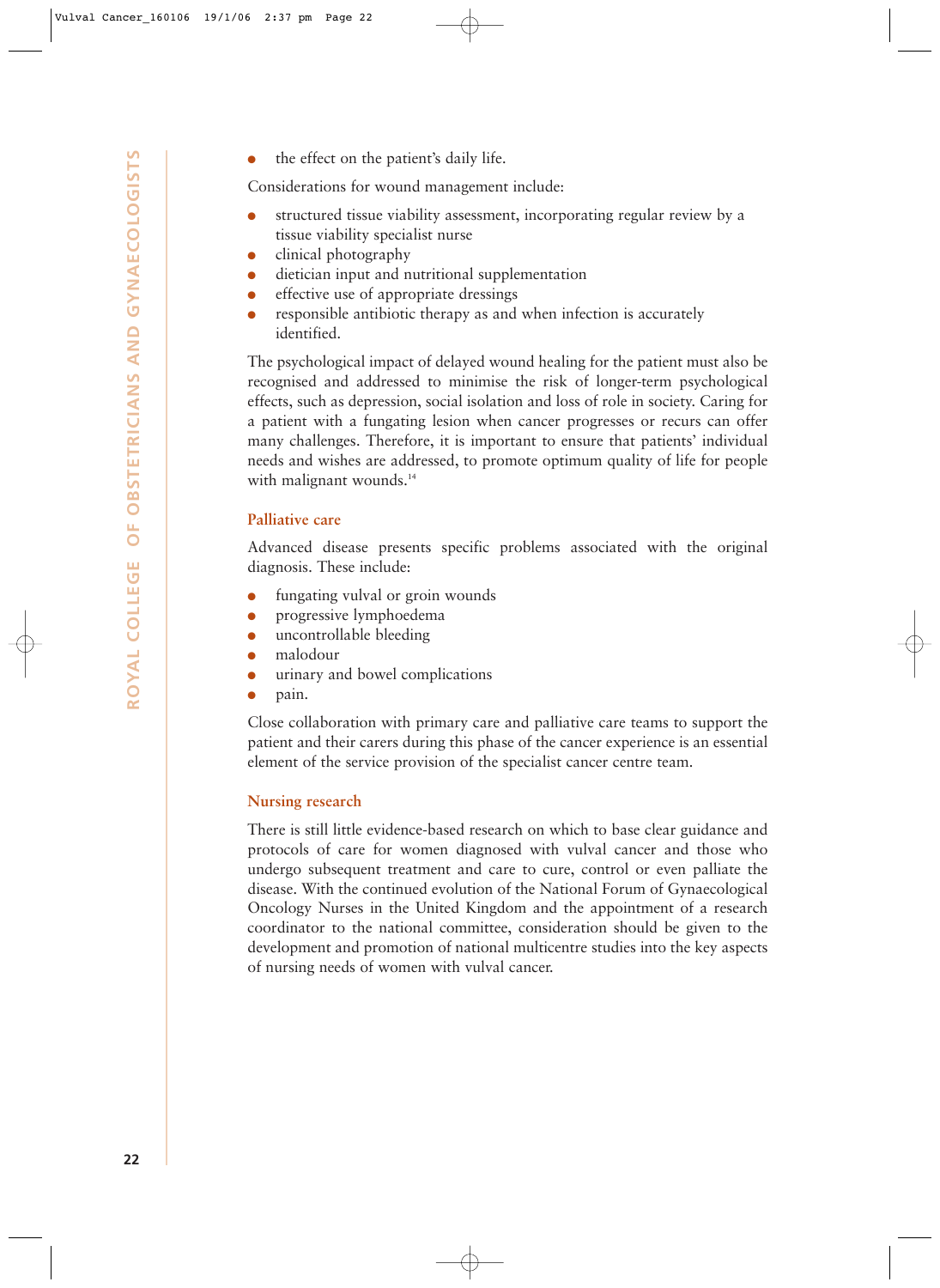- the effect on the patient's daily life.

Considerations for wound management include:

- structured tissue viability assessment, incorporating regular review by a tissue viability specialist nurse
- clinical photography
- dietician input and nutritional supplementation
- effective use of appropriate dressings
- responsible antibiotic therapy as and when infection is accurately identified.

The psychological impact of delayed wound healing for the patient must also be recognised and addressed to minimise the risk of longer-term psychological effects, such as depression, social isolation and loss of role in society. Caring for a patient with a fungating lesion when cancer progresses or recurs can offer many challenges. Therefore, it is important to ensure that patients' individual needs and wishes are addressed, to promote optimum quality of life for people with malignant wounds.[14]

### Palliative care

Advanced disease presents specific problems associated with the original diagnosis. These include:

- fungating vulval or groin wounds
- progressive lymphoedema
- uncontrollable bleeding
- malodour
- urinary and bowel complications
- pain.

Close collaboration with primary care and palliative care teams to support the patient and their carers during this phase of the cancer experience is an essential element of the service provision of the specialist cancer centre team.

### Nursing research

There is still little evidence-based research on which to base clear guidance and protocols of care for women diagnosed with vulval cancer and those who undergo subsequent treatment and care to cure, control or even palliate the disease. With the continued evolution of the National Forum of Gynaecological Oncology Nurses in the United Kingdom and the appointment of a research coordinator to the national committee, consideration should be given to the development and promotion of national multicentre studies into the key aspects of nursing needs of women with vulval cancer.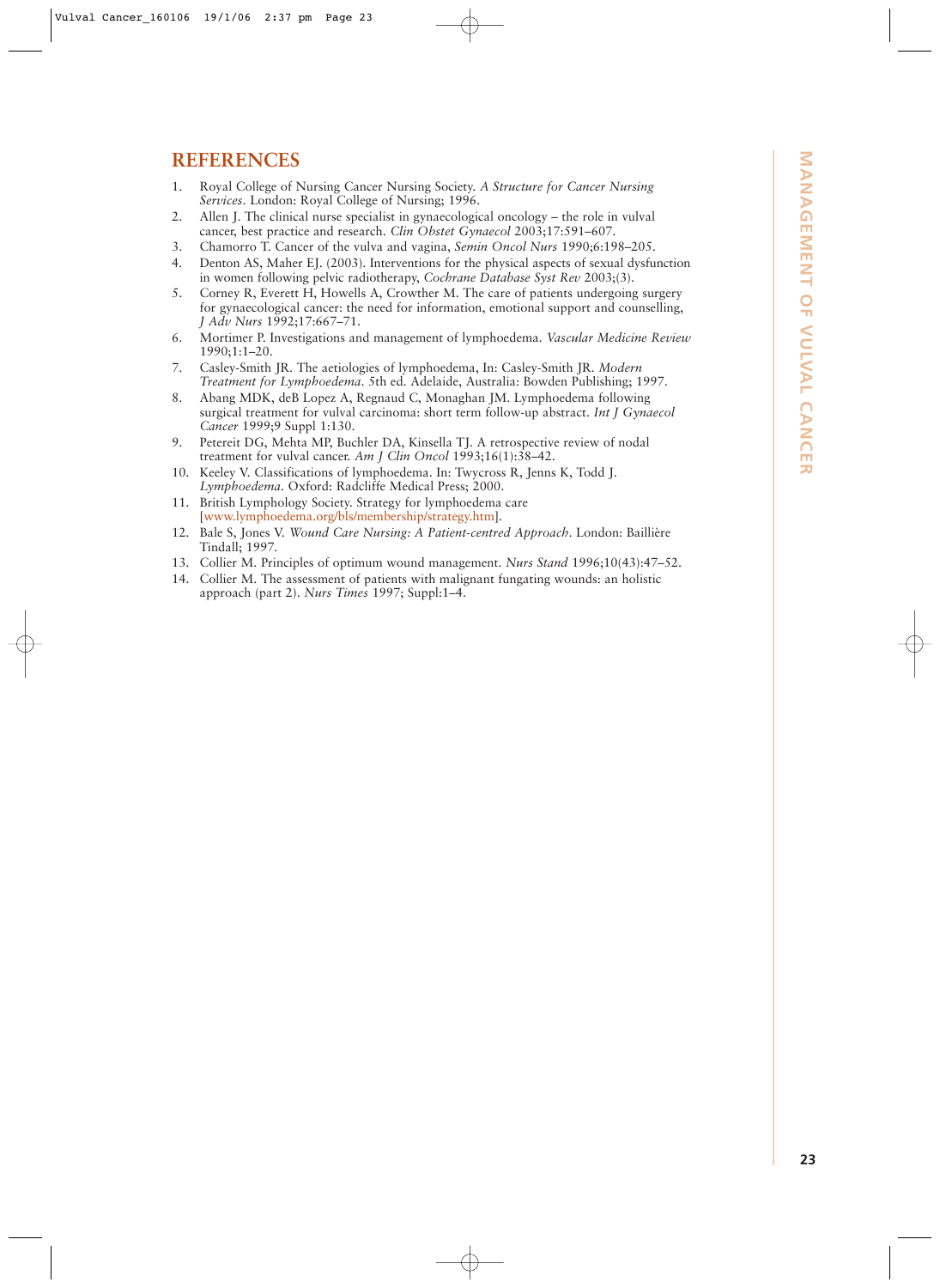## REFERENCES

1. Royal College of Nursing Cancer Nursing Society. *A Structure for Cancer Nursing Services*. London: Royal College of Nursing; 1996.
2. Allen J. The clinical nurse specialist in gynaecological oncology – the role in vulval cancer, best practice and research. *Clin Obstet Gynaecol* 2003;17:591–607.
3. Chamorro T. Cancer of the vulva and vagina, *Semin Oncol Nurs* 1990;6:198–205.
4. Denton AS, Maher EJ. (2003). Interventions for the physical aspects of sexual dysfunction in women following pelvic radiotherapy, *Cochrane Database Syst Rev* 2003;(3).
5. Corney R, Everett H, Howells A, Crowther M. The care of patients undergoing surgery for gynaecological cancer: the need for information, emotional support and counselling, *J Adv Nurs* 1992;17:667–71.
6. Mortimer P. Investigations and management of lymphoedema. *Vascular Medicine Review* 1990;1:1–20.
7. Casley-Smith JR. The aetiologies of lymphoedema, In: Casley-Smith JR. *Modern Treatment for Lymphoedema*. 5th ed. Adelaide, Australia: Bowden Publishing; 1997.
8. Abang MDK, deB Lopez A, Regnaud C, Monaghan JM. Lymphoedema following surgical treatment for vulval carcinoma: short term follow-up abstract. *Int J Gynaecol Cancer* 1999;9 Suppl 1:130.
9. Petereit DG, Mehta MP, Buchler DA, Kinsella TJ. A retrospective review of nodal treatment for vulval cancer. *Am J Clin Oncol* 1993;16(1):38–42.
10. Keeley V. Classifications of lymphoedema. In: Twycross R, Jenns K, Todd J. *Lymphoedema*. Oxford: Radcliffe Medical Press; 2000.
11. British Lymphology Society. Strategy for lymphoedema care [www.lymphoedema.org/bls/membership/strategy.htm].
12. Bale S, Jones V. *Wound Care Nursing: A Patient-centred Approach*. London: Baillière Tindall; 1997.
13. Collier M. Principles of optimum wound management. *Nurs Stand* 1996;10(43):47–52.
14. Collier M. The assessment of patients with malignant fungating wounds: an holistic approach (part 2). *Nurs Times* 1997; Suppl:1–4.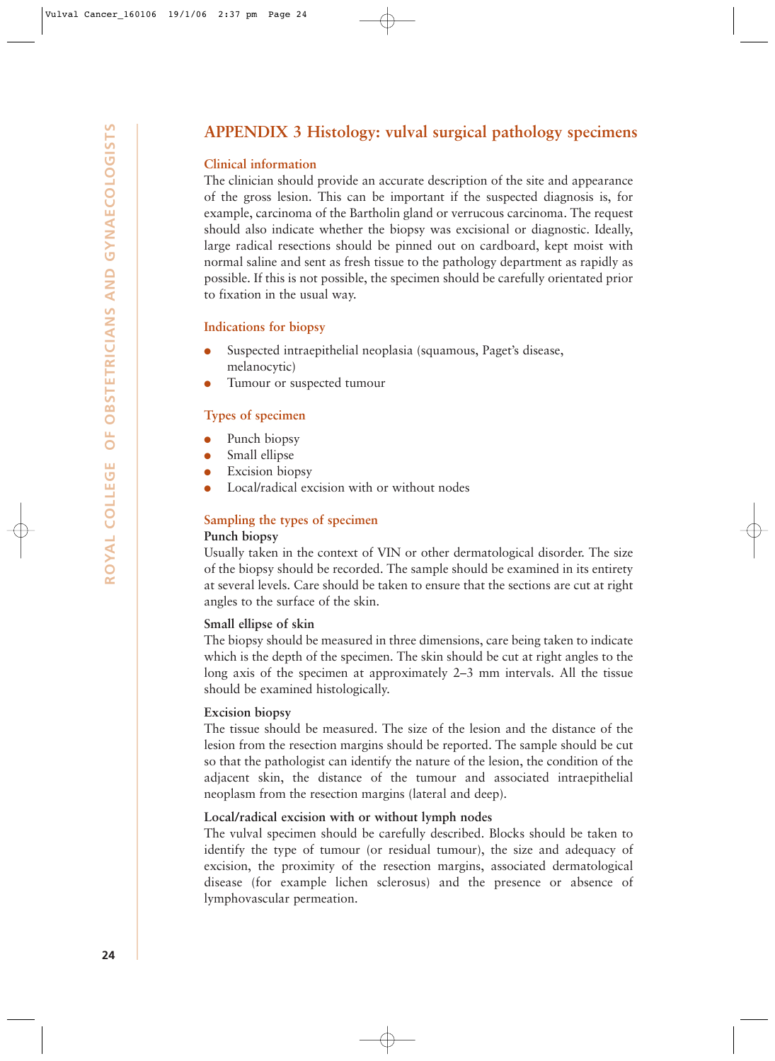## APPENDIX 3 Histology: vulval surgical pathology specimens

### Clinical information

The clinician should provide an accurate description of the site and appearance of the gross lesion. This can be important if the suspected diagnosis is, for example, carcinoma of the Bartholin gland or verrucous carcinoma. The request should also indicate whether the biopsy was excisional or diagnostic. Ideally, large radical resections should be pinned out on cardboard, kept moist with normal saline and sent as fresh tissue to the pathology department as rapidly as possible. If this is not possible, the specimen should be carefully orientated prior to fixation in the usual way.

### Indications for biopsy

- Suspected intraepithelial neoplasia (squamous, Paget's disease, melanocytic)
- Tumour or suspected tumour

### Types of specimen

- Punch biopsy
- Small ellipse
- Excision biopsy
- Local/radical excision with or without nodes

### Sampling the types of specimen

**Punch biopsy**

Usually taken in the context of VIN or other dermatological disorder. The size of the biopsy should be recorded. The sample should be examined in its entirety at several levels. Care should be taken to ensure that the sections are cut at right angles to the surface of the skin.

**Small ellipse of skin**

The biopsy should be measured in three dimensions, care being taken to indicate which is the depth of the specimen. The skin should be cut at right angles to the long axis of the specimen at approximately 2–3 mm intervals. All the tissue should be examined histologically.

**Excision biopsy**

The tissue should be measured. The size of the lesion and the distance of the lesion from the resection margins should be reported. The sample should be cut so that the pathologist can identify the nature of the lesion, the condition of the adjacent skin, the distance of the tumour and associated intraepithelial neoplasm from the resection margins (lateral and deep).

**Local/radical excision with or without lymph nodes**

The vulval specimen should be carefully described. Blocks should be taken to identify the type of tumour (or residual tumour), the size and adequacy of excision, the proximity of the resection margins, associated dermatological disease (for example lichen sclerosus) and the presence or absence of lymphovascular permeation.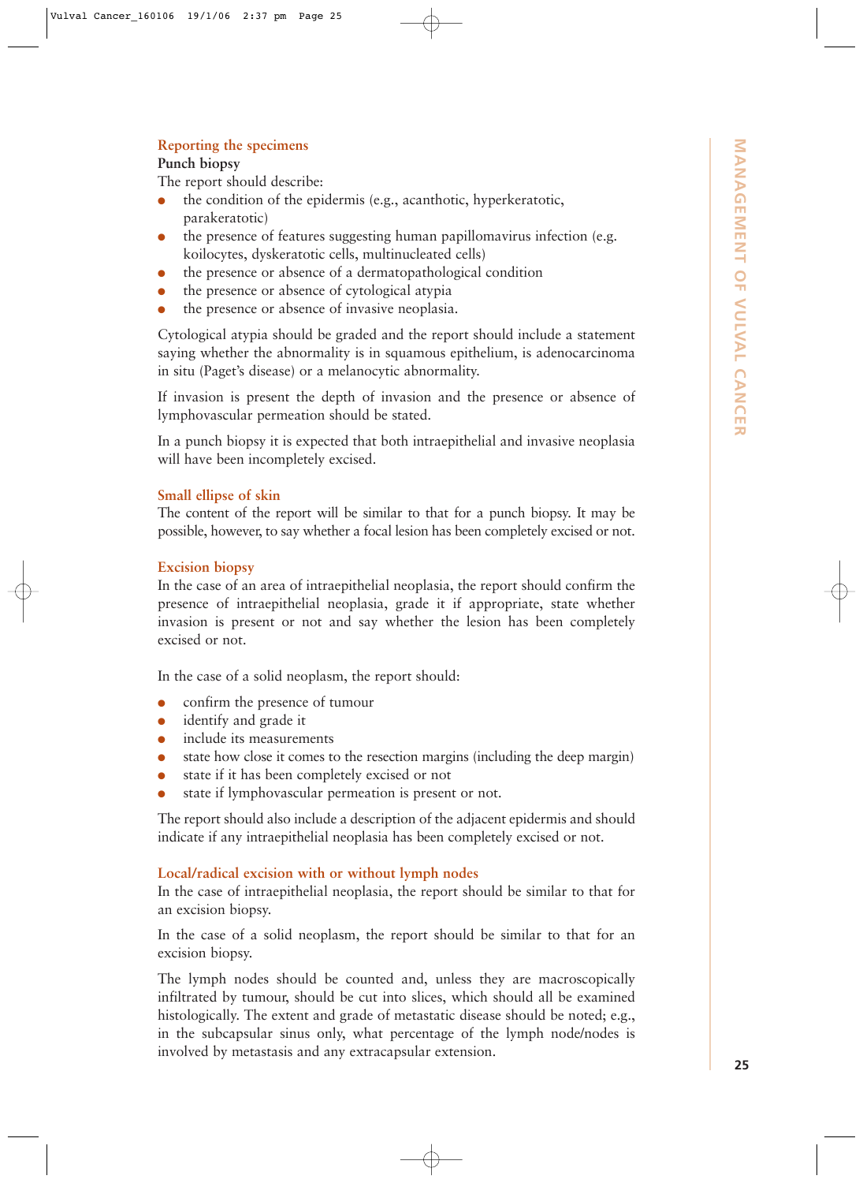### Reporting the specimens

**Punch biopsy**

The report should describe:

- the condition of the epidermis (e.g., acanthotic, hyperkeratotic, parakeratotic)
- the presence of features suggesting human papillomavirus infection (e.g. koilocytes, dyskeratotic cells, multinucleated cells)
- the presence or absence of a dermatopathological condition
- the presence or absence of cytological atypia
- the presence or absence of invasive neoplasia.

Cytological atypia should be graded and the report should include a statement saying whether the abnormality is in squamous epithelium, is adenocarcinoma in situ (Paget's disease) or a melanocytic abnormality.

If invasion is present the depth of invasion and the presence or absence of lymphovascular permeation should be stated.

In a punch biopsy it is expected that both intraepithelial and invasive neoplasia will have been incompletely excised.

### Small ellipse of skin

The content of the report will be similar to that for a punch biopsy. It may be possible, however, to say whether a focal lesion has been completely excised or not.

### Excision biopsy

In the case of an area of intraepithelial neoplasia, the report should confirm the presence of intraepithelial neoplasia, grade it if appropriate, state whether invasion is present or not and say whether the lesion has been completely excised or not.

In the case of a solid neoplasm, the report should:

- confirm the presence of tumour
- identify and grade it
- include its measurements
- state how close it comes to the resection margins (including the deep margin)
- state if it has been completely excised or not
- state if lymphovascular permeation is present or not.

The report should also include a description of the adjacent epidermis and should indicate if any intraepithelial neoplasia has been completely excised or not.

### Local/radical excision with or without lymph nodes

In the case of intraepithelial neoplasia, the report should be similar to that for an excision biopsy.

In the case of a solid neoplasm, the report should be similar to that for an excision biopsy.

The lymph nodes should be counted and, unless they are macroscopically infiltrated by tumour, should be cut into slices, which should all be examined histologically. The extent and grade of metastatic disease should be noted; e.g., in the subcapsular sinus only, what percentage of the lymph node/nodes is involved by metastasis and any extracapsular extension.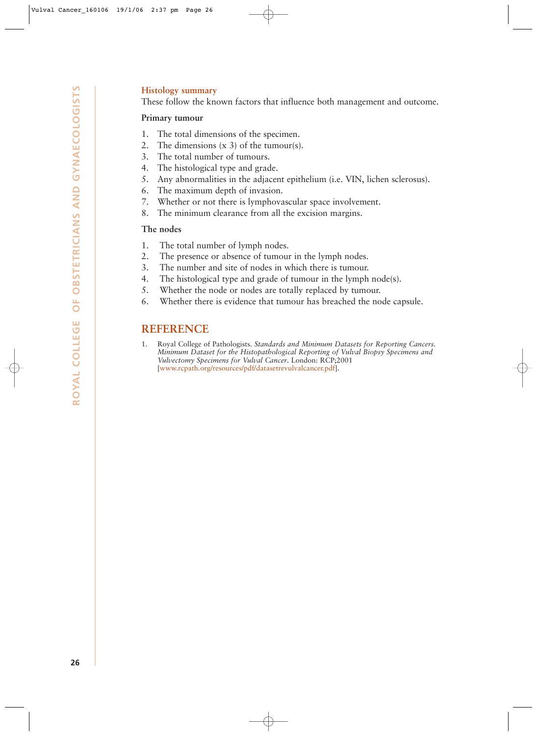### Histology summary

These follow the known factors that influence both management and outcome.

**Primary tumour**

1. The total dimensions of the specimen.
2. The dimensions (x 3) of the tumour(s).
3. The total number of tumours.
4. The histological type and grade.
5. Any abnormalities in the adjacent epithelium (i.e. VIN, lichen sclerosus).
6. The maximum depth of invasion.
7. Whether or not there is lymphovascular space involvement.
8. The minimum clearance from all the excision margins.

**The nodes**

1. The total number of lymph nodes.
2. The presence or absence of tumour in the lymph nodes.
3. The number and site of nodes in which there is tumour.
4. The histological type and grade of tumour in the lymph node(s).
5. Whether the node or nodes are totally replaced by tumour.
6. Whether there is evidence that tumour has breached the node capsule.

## REFERENCE

1. Royal College of Pathologists. *Standards and Minimum Datasets for Reporting Cancers. Minimum Dataset for the Histopathological Reporting of Vulval Biopsy Specimens and Vulvectomy Specimens for Vulval Cancer*. London: RCP;2001 [www.rcpath.org/resources/pdf/datasetrevulvalcancer.pdf].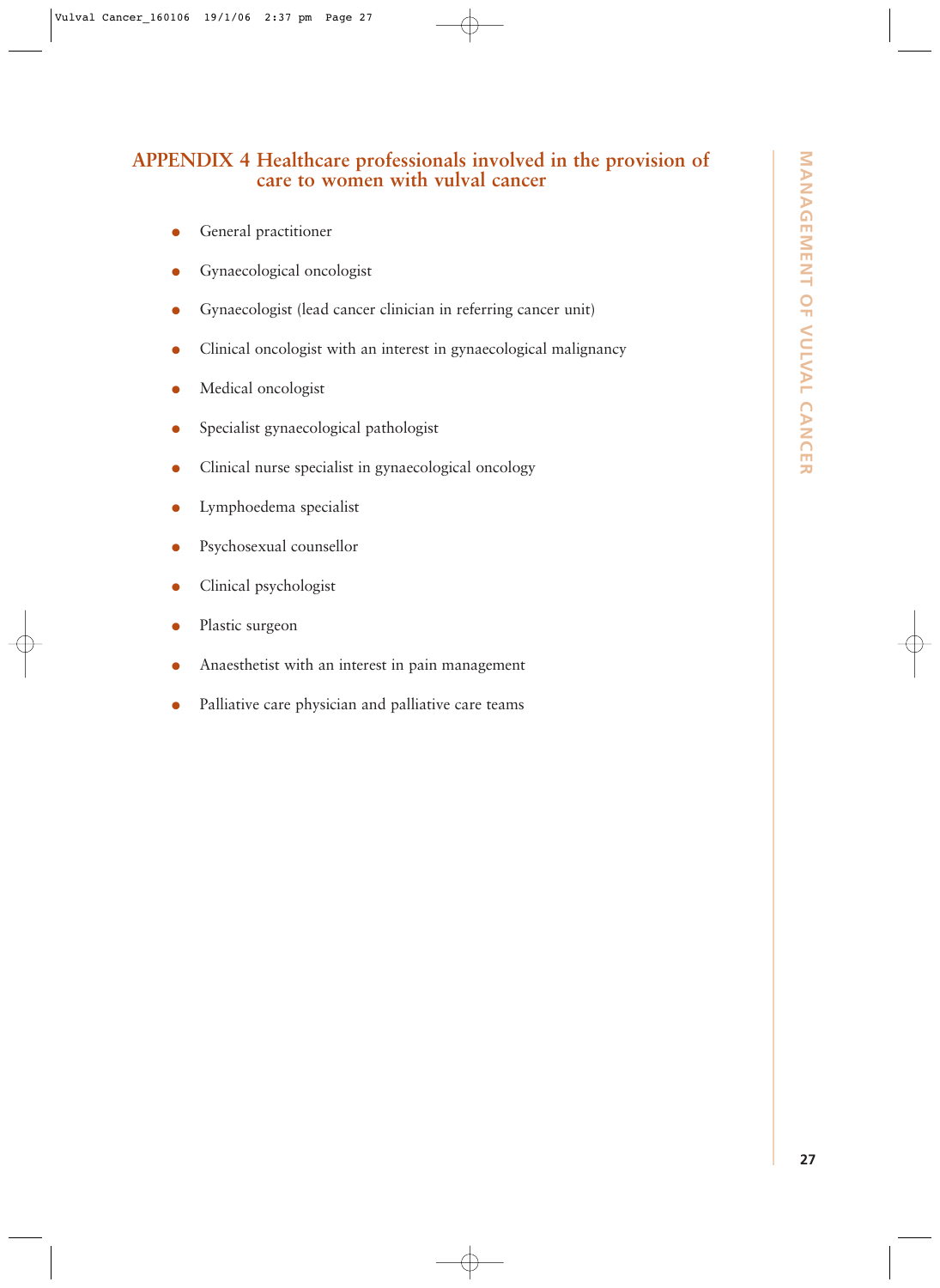## APPENDIX 4 Healthcare professionals involved in the provision of care to women with vulval cancer

- General practitioner
- Gynaecological oncologist
- Gynaecologist (lead cancer clinician in referring cancer unit)
- Clinical oncologist with an interest in gynaecological malignancy
- Medical oncologist
- Specialist gynaecological pathologist
- Clinical nurse specialist in gynaecological oncology
- Lymphoedema specialist
- Psychosexual counsellor
- Clinical psychologist
- Plastic surgeon
- Anaesthetist with an interest in pain management
- Palliative care physician and palliative care teams